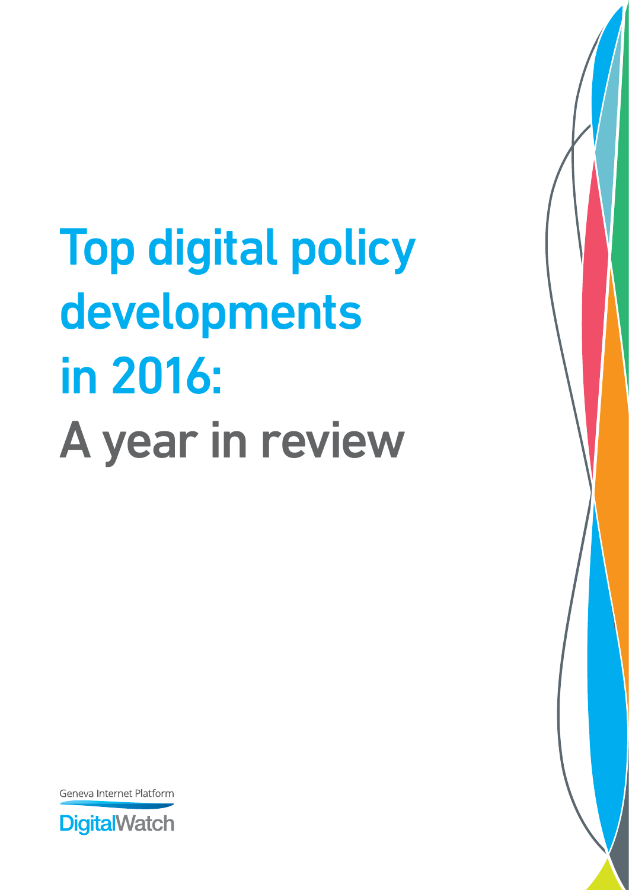# Top digital policy developments in 2016: A year in review

Geneva Internet Platform

DigitalWatch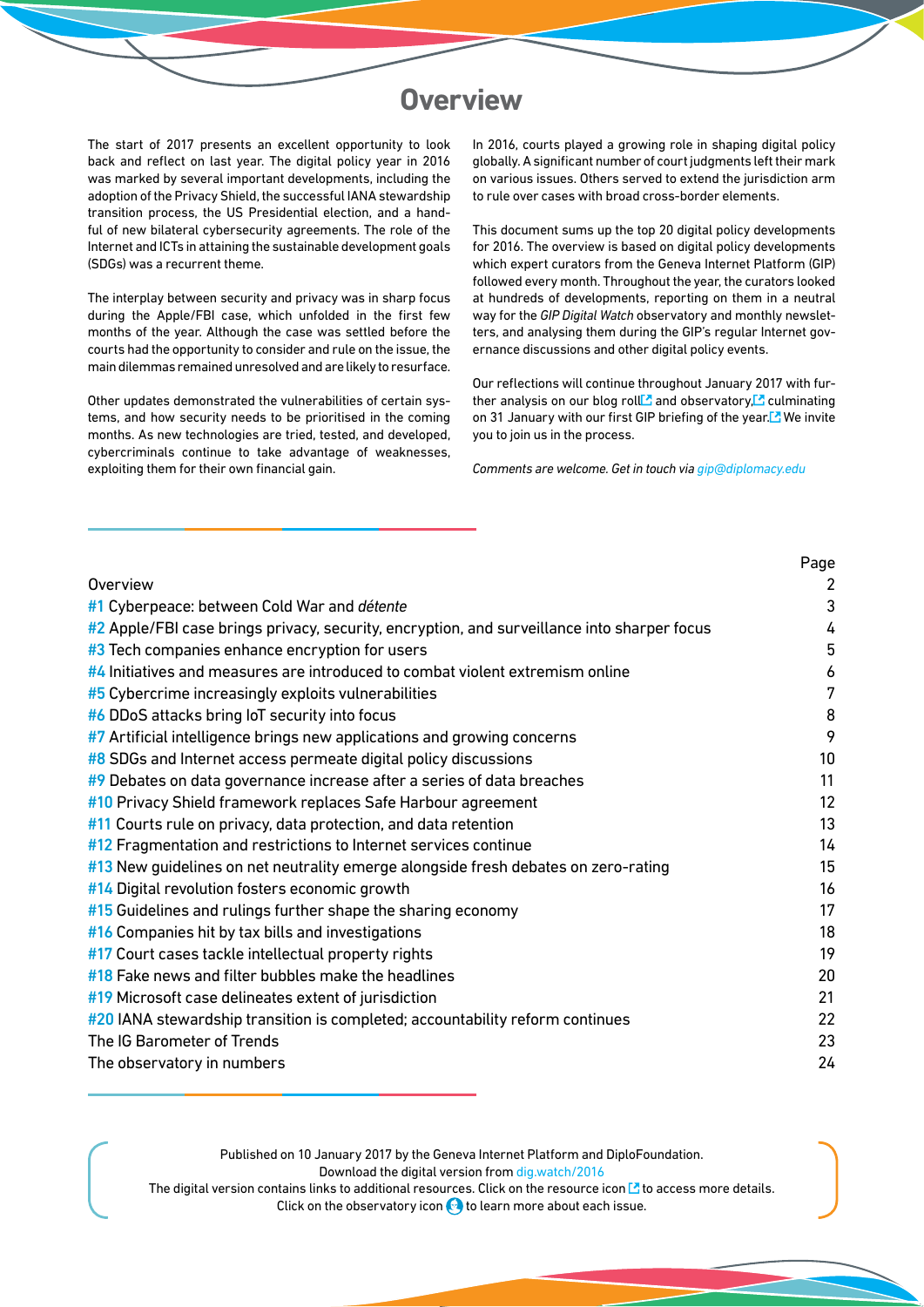# Overview

The start of 2017 presents an excellent opportunity to look back and reflect on last year. The digital policy year in 2016 was marked by several important developments, including the adoption of the Privacy Shield, the successful IANA stewardship transition process, the US Presidential election, and a handful of new bilateral cybersecurity agreements. The role of the Internet and ICTs in attaining the sustainable development goals (SDGs) was a recurrent theme.

The interplay between security and privacy was in sharp focus during the Apple/FBI case, which unfolded in the first few months of the year. Although the case was settled before the courts had the opportunity to consider and rule on the issue, the main dilemmas remained unresolved and are likely to resurface.

Other updates demonstrated the vulnerabilities of certain systems, and how security needs to be prioritised in the coming months. As new technologies are tried, tested, and developed, cybercriminals continue to take advantage of weaknesses, exploiting them for their own financial gain.

In 2016, courts played a growing role in shaping digital policy globally. A significant number of court judgments left their mark on various issues. Others served to extend the jurisdiction arm to rule over cases with broad cross-border elements.

This document sums up the top 20 digital policy developments for 2016. The overview is based on digital policy developments which expert curators from the Geneva Internet Platform (GIP) followed every month. Throughout the year, the curators looked at hundreds of developments, reporting on them in a neutral way for the *GIP Digital Watch* observatory and monthly newsletters, and analysing them during the GIP's regular Internet governance discussions and other digital policy events.

Our reflections will continue throughout January 2017 with further analysis on our blog roll and observatory, culminating on 31 January with our first GIP briefing of the year. We invite you to join us in the process.

*Comments are welcome. Get in touch via gip@diplomacy.edu*

| | Page |
|---|---|
| Overview | 2 |
| #1 Cyberpeace: between Cold War and *détente* | 3 |
| #2 Apple/FBI case brings privacy, security, encryption, and surveillance into sharper focus | 4 |
| #3 Tech companies enhance encryption for users | 5 |
| #4 Initiatives and measures are introduced to combat violent extremism online | 6 |
| #5 Cybercrime increasingly exploits vulnerabilities | 7 |
| #6 DDoS attacks bring IoT security into focus | 8 |
| #7 Artificial intelligence brings new applications and growing concerns | 9 |
| #8 SDGs and Internet access permeate digital policy discussions | 10 |
| #9 Debates on data governance increase after a series of data breaches | 11 |
| #10 Privacy Shield framework replaces Safe Harbour agreement | 12 |
| #11 Courts rule on privacy, data protection, and data retention | 13 |
| #12 Fragmentation and restrictions to Internet services continue | 14 |
| #13 New guidelines on net neutrality emerge alongside fresh debates on zero-rating | 15 |
| #14 Digital revolution fosters economic growth | 16 |
| #15 Guidelines and rulings further shape the sharing economy | 17 |
| #16 Companies hit by tax bills and investigations | 18 |
| #17 Court cases tackle intellectual property rights | 19 |
| #18 Fake news and filter bubbles make the headlines | 20 |
| #19 Microsoft case delineates extent of jurisdiction | 21 |
| #20 IANA stewardship transition is completed; accountability reform continues | 22 |
| The IG Barometer of Trends | 23 |
| The observatory in numbers | 24 |

Published on 10 January 2017 by the Geneva Internet Platform and DiploFoundation.
Download the digital version from dig.watch/2016
The digital version contains links to additional resources. Click on the resource icon to access more details.
Click on the observatory icon to learn more about each issue.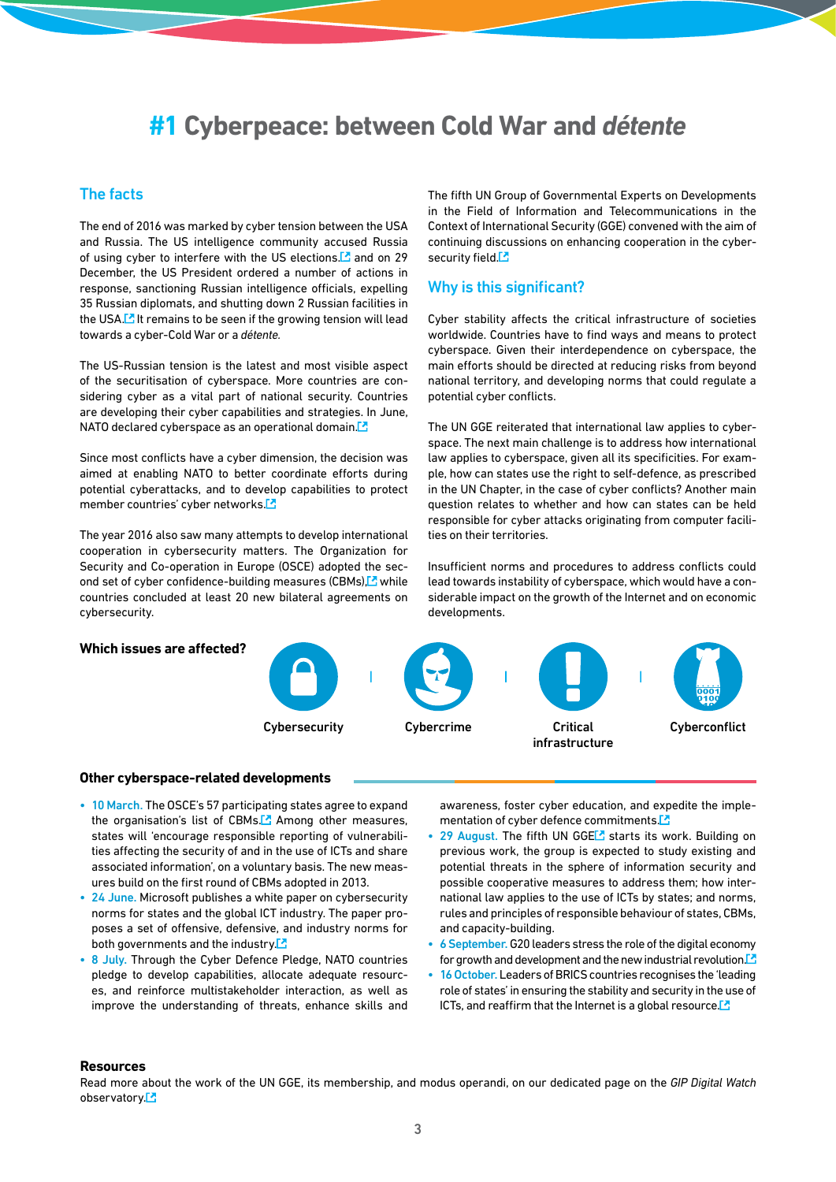# #1 Cyberpeace: between Cold War and *détente*

## The facts

The end of 2016 was marked by cyber tension between the USA and Russia. The US intelligence community accused Russia of using cyber to interfere with the US elections. and on 29 December, the US President ordered a number of actions in response, sanctioning Russian intelligence officials, expelling 35 Russian diplomats, and shutting down 2 Russian facilities in the USA. It remains to be seen if the growing tension will lead towards a cyber-Cold War or a *détente*.

The US-Russian tension is the latest and most visible aspect of the securitisation of cyberspace. More countries are considering cyber as a vital part of national security. Countries are developing their cyber capabilities and strategies. In June, NATO declared cyberspace as an operational domain.

Since most conflicts have a cyber dimension, the decision was aimed at enabling NATO to better coordinate efforts during potential cyberattacks, and to develop capabilities to protect member countries' cyber networks.

The year 2016 also saw many attempts to develop international cooperation in cybersecurity matters. The Organization for Security and Co-operation in Europe (OSCE) adopted the second set of cyber confidence-building measures (CBMs), while countries concluded at least 20 new bilateral agreements on cybersecurity.

The fifth UN Group of Governmental Experts on Developments in the Field of Information and Telecommunications in the Context of International Security (GGE) convened with the aim of continuing discussions on enhancing cooperation in the cybersecurity field.

## Why is this significant?

Cyber stability affects the critical infrastructure of societies worldwide. Countries have to find ways and means to protect cyberspace. Given their interdependence on cyberspace, the main efforts should be directed at reducing risks from beyond national territory, and developing norms that could regulate a potential cyber conflicts.

The UN GGE reiterated that international law applies to cyberspace. The next main challenge is to address how international law applies to cyberspace, given all its specificities. For example, how can states use the right to self-defence, as prescribed in the UN Chapter, in the case of cyber conflicts? Another main question relates to whether and how can states can be held responsible for cyber attacks originating from computer facilities on their territories.

Insufficient norms and procedures to address conflicts could lead towards instability of cyberspace, which would have a considerable impact on the growth of the Internet and on economic developments.

**Which issues are affected?**

Cybersecurity | Cybercrime | Critical infrastructure | Cyberconflict

### Other cyberspace-related developments

- 10 March. The OSCE's 57 participating states agree to expand the organisation's list of CBMs. Among other measures, states will 'encourage responsible reporting of vulnerabilities affecting the security of and in the use of ICTs and share associated information', on a voluntary basis. The new measures build on the first round of CBMs adopted in 2013.
- 24 June. Microsoft publishes a white paper on cybersecurity norms for states and the global ICT industry. The paper proposes a set of offensive, defensive, and industry norms for both governments and the industry.
- 8 July. Through the Cyber Defence Pledge, NATO countries pledge to develop capabilities, allocate adequate resources, and reinforce multistakeholder interaction, as well as improve the understanding of threats, enhance skills and awareness, foster cyber education, and expedite the implementation of cyber defence commitments.
- 29 August. The fifth UN GGE starts its work. Building on previous work, the group is expected to study existing and potential threats in the sphere of information security and possible cooperative measures to address them; how international law applies to the use of ICTs by states; and norms, rules and principles of responsible behaviour of states, CBMs, and capacity-building.
- 6 September. G20 leaders stress the role of the digital economy for growth and development and the new industrial revolution.
- 16 October. Leaders of BRICS countries recognises the 'leading role of states' in ensuring the stability and security in the use of ICTs, and reaffirm that the Internet is a global resource.

### Resources

Read more about the work of the UN GGE, its membership, and modus operandi, on our dedicated page on the *GIP Digital Watch* observatory.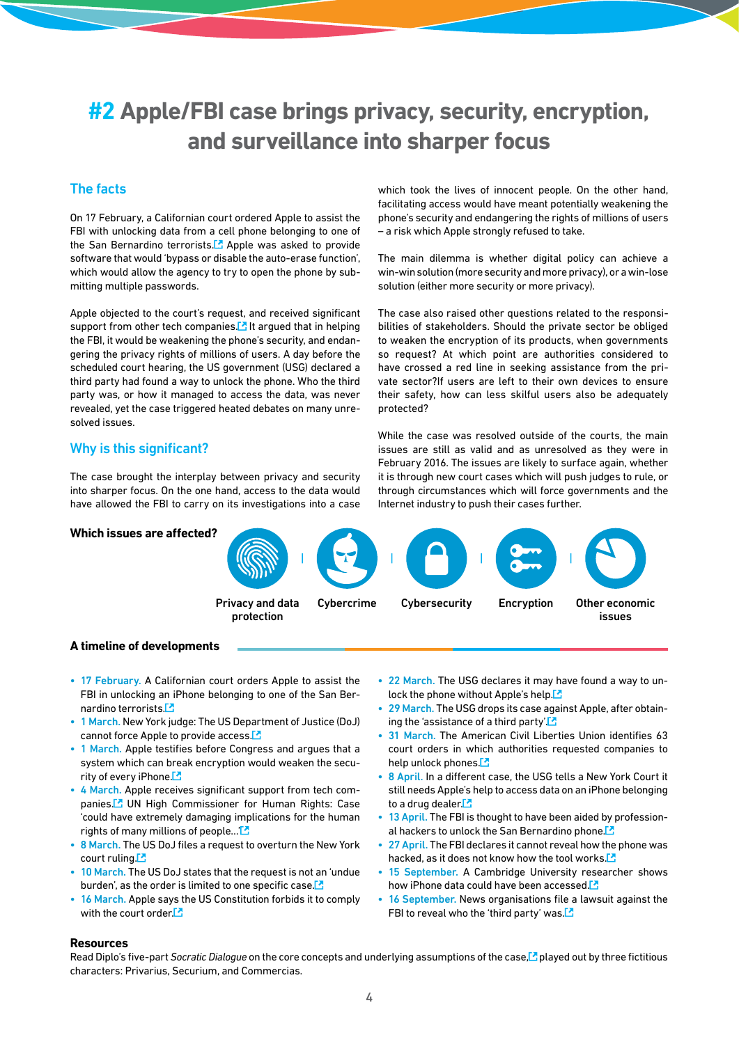# #2 Apple/FBI case brings privacy, security, encryption, and surveillance into sharper focus

## The facts

On 17 February, a Californian court ordered Apple to assist the FBI with unlocking data from a cell phone belonging to one of the San Bernardino terrorists. Apple was asked to provide software that would 'bypass or disable the auto-erase function', which would allow the agency to try to open the phone by submitting multiple passwords.

Apple objected to the court's request, and received significant support from other tech companies. It argued that in helping the FBI, it would be weakening the phone's security, and endangering the privacy rights of millions of users. A day before the scheduled court hearing, the US government (USG) declared a third party had found a way to unlock the phone. Who the third party was, or how it managed to access the data, was never revealed, yet the case triggered heated debates on many unresolved issues.

## Why is this significant?

The case brought the interplay between privacy and security into sharper focus. On the one hand, access to the data would have allowed the FBI to carry on its investigations into a case which took the lives of innocent people. On the other hand, facilitating access would have meant potentially weakening the phone's security and endangering the rights of millions of users – a risk which Apple strongly refused to take.

The main dilemma is whether digital policy can achieve a win-win solution (more security and more privacy), or a win-lose solution (either more security or more privacy).

The case also raised other questions related to the responsibilities of stakeholders. Should the private sector be obliged to weaken the encryption of its products, when governments so request? At which point are authorities considered to have crossed a red line in seeking assistance from the private sector?If users are left to their own devices to ensure their safety, how can less skilful users also be adequately protected?

While the case was resolved outside of the courts, the main issues are still as valid and as unresolved as they were in February 2016. The issues are likely to surface again, whether it is through new court cases which will push judges to rule, or through circumstances which will force governments and the Internet industry to push their cases further.

**Which issues are affected?**

Privacy and data protection | Cybercrime | Cybersecurity | Encryption | Other economic issues

### A timeline of developments

- **17 February.** A Californian court orders Apple to assist the FBI in unlocking an iPhone belonging to one of the San Bernardino terrorists.
- **1 March.** New York judge: The US Department of Justice (DoJ) cannot force Apple to provide access.
- **1 March.** Apple testifies before Congress and argues that a system which can break encryption would weaken the security of every iPhone.
- **4 March.** Apple receives significant support from tech companies. UN High Commissioner for Human Rights: Case 'could have extremely damaging implications for the human rights of many millions of people...'
- **8 March.** The US DoJ files a request to overturn the New York court ruling.
- **10 March.** The US DoJ states that the request is not an 'undue burden', as the order is limited to one specific case.
- **16 March.** Apple says the US Constitution forbids it to comply with the court order.
- **22 March.** The USG declares it may have found a way to unlock the phone without Apple's help.
- **29 March.** The USG drops its case against Apple, after obtaining the 'assistance of a third party'.
- **31 March.** The American Civil Liberties Union identifies 63 court orders in which authorities requested companies to help unlock phones.
- **8 April.** In a different case, the USG tells a New York Court it still needs Apple's help to access data on an iPhone belonging to a drug dealer.
- **13 April.** The FBI is thought to have been aided by professional hackers to unlock the San Bernardino phone.
- **27 April.** The FBI declares it cannot reveal how the phone was hacked, as it does not know how the tool works.
- **15 September.** A Cambridge University researcher shows how iPhone data could have been accessed.
- **16 September.** News organisations file a lawsuit against the FBI to reveal who the 'third party' was.

### Resources

Read Diplo's five-part *Socratic Dialogue* on the core concepts and underlying assumptions of the case, played out by three fictitious characters: Privarius, Securium, and Commercias.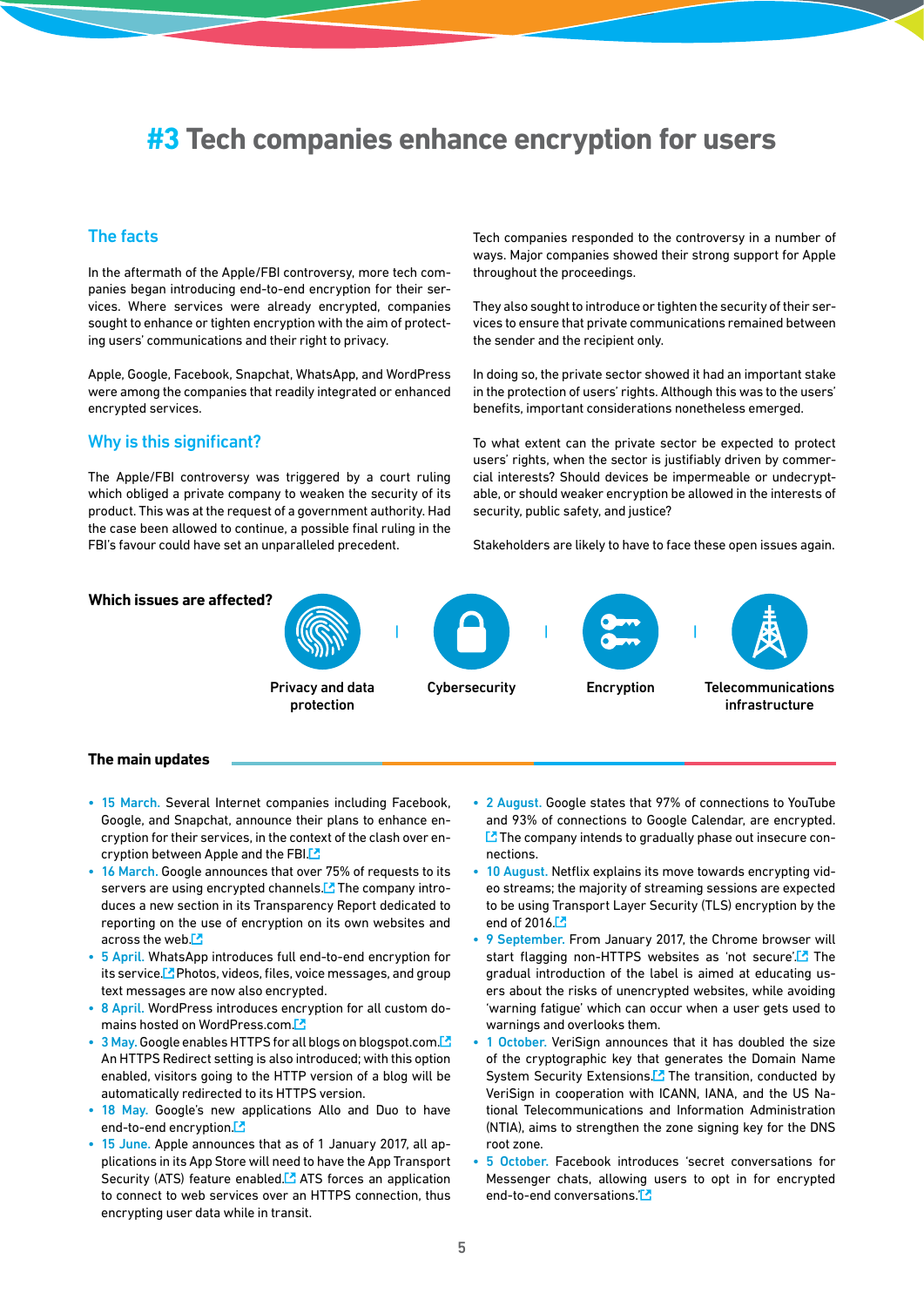# #3 Tech companies enhance encryption for users

## The facts

In the aftermath of the Apple/FBI controversy, more tech companies began introducing end-to-end encryption for their services. Where services were already encrypted, companies sought to enhance or tighten encryption with the aim of protecting users' communications and their right to privacy.

Apple, Google, Facebook, Snapchat, WhatsApp, and WordPress were among the companies that readily integrated or enhanced encrypted services.

## Why is this significant?

The Apple/FBI controversy was triggered by a court ruling which obliged a private company to weaken the security of its product. This was at the request of a government authority. Had the case been allowed to continue, a possible final ruling in the FBI's favour could have set an unparalleled precedent.

Tech companies responded to the controversy in a number of ways. Major companies showed their strong support for Apple throughout the proceedings.

They also sought to introduce or tighten the security of their services to ensure that private communications remained between the sender and the recipient only.

In doing so, the private sector showed it had an important stake in the protection of users' rights. Although this was to the users' benefits, important considerations nonetheless emerged.

To what extent can the private sector be expected to protect users' rights, when the sector is justifiably driven by commercial interests? Should devices be impermeable or undecryptable, or should weaker encryption be allowed in the interests of security, public safety, and justice?

Stakeholders are likely to have to face these open issues again.

**Which issues are affected?**

Privacy and data protection | Cybersecurity | Encryption | Telecommunications infrastructure

**The main updates**

- 15 March. Several Internet companies including Facebook, Google, and Snapchat, announce their plans to enhance encryption for their services, in the context of the clash over encryption between Apple and the FBI.
- 16 March. Google announces that over 75% of requests to its servers are using encrypted channels. The company introduces a new section in its Transparency Report dedicated to reporting on the use of encryption on its own websites and across the web.
- 5 April. WhatsApp introduces full end-to-end encryption for its service. Photos, videos, files, voice messages, and group text messages are now also encrypted.
- 8 April. WordPress introduces encryption for all custom domains hosted on WordPress.com.
- 3 May. Google enables HTTPS for all blogs on blogspot.com. An HTTPS Redirect setting is also introduced; with this option enabled, visitors going to the HTTP version of a blog will be automatically redirected to its HTTPS version.
- 18 May. Google's new applications Allo and Duo to have end-to-end encryption.
- 15 June. Apple announces that as of 1 January 2017, all applications in its App Store will need to have the App Transport Security (ATS) feature enabled. ATS forces an application to connect to web services over an HTTPS connection, thus encrypting user data while in transit.
- 2 August. Google states that 97% of connections to YouTube and 93% of connections to Google Calendar, are encrypted. The company intends to gradually phase out insecure connections.
- 10 August. Netflix explains its move towards encrypting video streams; the majority of streaming sessions are expected to be using Transport Layer Security (TLS) encryption by the end of 2016.
- 9 September. From January 2017, the Chrome browser will start flagging non-HTTPS websites as 'not secure'. The gradual introduction of the label is aimed at educating users about the risks of unencrypted websites, while avoiding 'warning fatigue' which can occur when a user gets used to warnings and overlooks them.
- 1 October. VeriSign announces that it has doubled the size of the cryptographic key that generates the Domain Name System Security Extensions. The transition, conducted by VeriSign in cooperation with ICANN, IANA, and the US National Telecommunications and Information Administration (NTIA), aims to strengthen the zone signing key for the DNS root zone.
- 5 October. Facebook introduces 'secret conversations for Messenger chats, allowing users to opt in for encrypted end-to-end conversations.'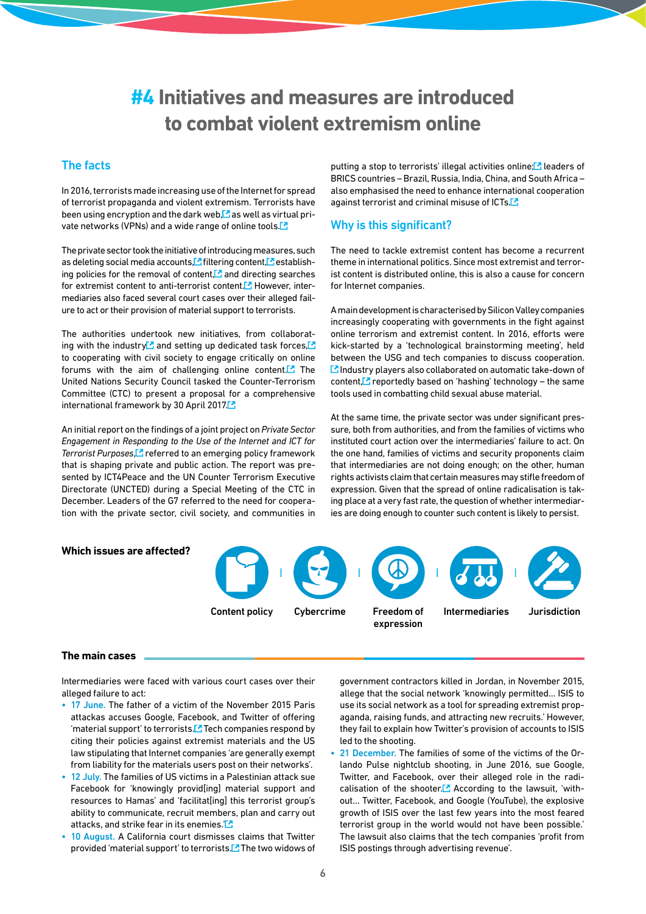# #4 Initiatives and measures are introduced to combat violent extremism online

## The facts

In 2016, terrorists made increasing use of the Internet for spread of terrorist propaganda and violent extremism. Terrorists have been using encryption and the dark web, as well as virtual private networks (VPNs) and a wide range of online tools.

The private sector took the initiative of introducing measures, such as deleting social media accounts, filtering content, establishing policies for the removal of content, and directing searches for extremist content to anti-terrorist content. However, intermediaries also faced several court cases over their alleged failure to act or their provision of material support to terrorists.

The authorities undertook new initiatives, from collaborating with the industry and setting up dedicated task forces, to cooperating with civil society to engage critically on online forums with the aim of challenging online content. The United Nations Security Council tasked the Counter-Terrorism Committee (CTC) to present a proposal for a comprehensive international framework by 30 April 2017.

An initial report on the findings of a joint project on *Private Sector Engagement in Responding to the Use of the Internet and ICT for Terrorist Purposes,* referred to an emerging policy framework that is shaping private and public action. The report was presented by ICT4Peace and the UN Counter Terrorism Executive Directorate (UNCTED) during a Special Meeting of the CTC in December. Leaders of the G7 referred to the need for cooperation with the private sector, civil society, and communities in putting a stop to terrorists' illegal activities online; leaders of BRICS countries – Brazil, Russia, India, China, and South Africa – also emphasised the need to enhance international cooperation against terrorist and criminal misuse of ICTs.

## Why is this significant?

The need to tackle extremist content has become a recurrent theme in international politics. Since most extremist and terrorist content is distributed online, this is also a cause for concern for Internet companies.

A main development is characterised by Silicon Valley companies increasingly cooperating with governments in the fight against online terrorism and extremist content. In 2016, efforts were kick-started by a 'technological brainstorming meeting', held between the USG and tech companies to discuss cooperation. Industry players also collaborated on automatic take-down of content, reportedly based on 'hashing' technology – the same tools used in combatting child sexual abuse material.

At the same time, the private sector was under significant pressure, both from authorities, and from the families of victims who instituted court action over the intermediaries' failure to act. On the one hand, families of victims and security proponents claim that intermediaries are not doing enough; on the other, human rights activists claim that certain measures may stifle freedom of expression. Given that the spread of online radicalisation is taking place at a very fast rate, the question of whether intermediaries are doing enough to counter such content is likely to persist.

**Which issues are affected?**

Content policy | Cybercrime | Freedom of expression | Intermediaries | Jurisdiction

### The main cases

Intermediaries were faced with various court cases over their alleged failure to act:

- 17 June. The father of a victim of the November 2015 Paris attackas accuses Google, Facebook, and Twitter of offering 'material support' to terrorists. Tech companies respond by citing their policies against extremist materials and the US law stipulating that Internet companies 'are generally exempt from liability for the materials users post on their networks'.
- 12 July. The families of US victims in a Palestinian attack sue Facebook for 'knowingly provid[ing] material support and resources to Hamas' and 'facilitat[ing] this terrorist group's ability to communicate, recruit members, plan and carry out attacks, and strike fear in its enemies.'
- 10 August. A California court dismisses claims that Twitter provided 'material support' to terrorists. The two widows of government contractors killed in Jordan, in November 2015, allege that the social network 'knowingly permitted... ISIS to use its social network as a tool for spreading extremist propaganda, raising funds, and attracting new recruits.' However, they fail to explain how Twitter's provision of accounts to ISIS led to the shooting.
- 21 December. The families of some of the victims of the Orlando Pulse nightclub shooting, in June 2016, sue Google, Twitter, and Facebook, over their alleged role in the radicalisation of the shooter. According to the lawsuit, 'without... Twitter, Facebook, and Google (YouTube), the explosive growth of ISIS over the last few years into the most feared terrorist group in the world would not have been possible.' The lawsuit also claims that the tech companies 'profit from ISIS postings through advertising revenue'.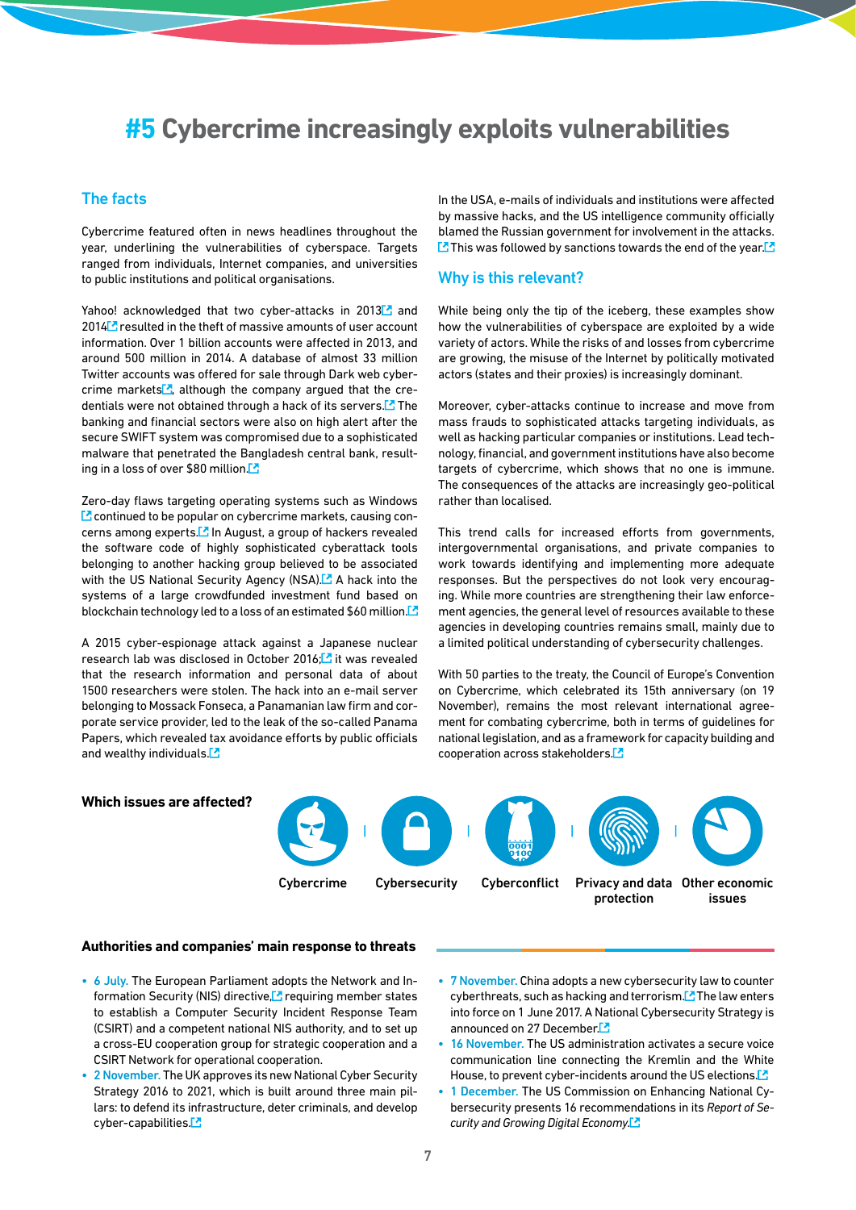# #5 Cybercrime increasingly exploits vulnerabilities

## The facts

Cybercrime featured often in news headlines throughout the year, underlining the vulnerabilities of cyberspace. Targets ranged from individuals, Internet companies, and universities to public institutions and political organisations.

Yahoo! acknowledged that two cyber-attacks in 2013 and 2014 resulted in the theft of massive amounts of user account information. Over 1 billion accounts were affected in 2013, and around 500 million in 2014. A database of almost 33 million Twitter accounts was offered for sale through Dark web cybercrime markets, although the company argued that the credentials were not obtained through a hack of its servers. The banking and financial sectors were also on high alert after the secure SWIFT system was compromised due to a sophisticated malware that penetrated the Bangladesh central bank, resulting in a loss of over $80 million.

Zero-day flaws targeting operating systems such as Windows continued to be popular on cybercrime markets, causing concerns among experts. In August, a group of hackers revealed the software code of highly sophisticated cyberattack tools belonging to another hacking group believed to be associated with the US National Security Agency (NSA). A hack into the systems of a large crowdfunded investment fund based on blockchain technology led to a loss of an estimated $60 million.

A 2015 cyber-espionage attack against a Japanese nuclear research lab was disclosed in October 2016; it was revealed that the research information and personal data of about 1500 researchers were stolen. The hack into an e-mail server belonging to Mossack Fonseca, a Panamanian law firm and corporate service provider, led to the leak of the so-called Panama Papers, which revealed tax avoidance efforts by public officials and wealthy individuals.

In the USA, e-mails of individuals and institutions were affected by massive hacks, and the US intelligence community officially blamed the Russian government for involvement in the attacks. This was followed by sanctions towards the end of the year.

## Why is this relevant?

While being only the tip of the iceberg, these examples show how the vulnerabilities of cyberspace are exploited by a wide variety of actors. While the risks of and losses from cybercrime are growing, the misuse of the Internet by politically motivated actors (states and their proxies) is increasingly dominant.

Moreover, cyber-attacks continue to increase and move from mass frauds to sophisticated attacks targeting individuals, as well as hacking particular companies or institutions. Lead technology, financial, and government institutions have also become targets of cybercrime, which shows that no one is immune. The consequences of the attacks are increasingly geo-political rather than localised.

This trend calls for increased efforts from governments, intergovernmental organisations, and private companies to work towards identifying and implementing more adequate responses. But the perspectives do not look very encouraging. While more countries are strengthening their law enforcement agencies, the general level of resources available to these agencies in developing countries remains small, mainly due to a limited political understanding of cybersecurity challenges.

With 50 parties to the treaty, the Council of Europe's Convention on Cybercrime, which celebrated its 15th anniversary (on 19 November), remains the most relevant international agreement for combating cybercrime, both in terms of guidelines for national legislation, and as a framework for capacity building and cooperation across stakeholders.

**Which issues are affected?**

Cybercrime | Cybersecurity | Cyberconflict | Privacy and data protection | Other economic issues

**Authorities and companies' main response to threats**

- 6 July. The European Parliament adopts the Network and Information Security (NIS) directive, requiring member states to establish a Computer Security Incident Response Team (CSIRT) and a competent national NIS authority, and to set up a cross-EU cooperation group for strategic cooperation and a CSIRT Network for operational cooperation.
- 2 November. The UK approves its new National Cyber Security Strategy 2016 to 2021, which is built around three main pillars: to defend its infrastructure, deter criminals, and develop cyber-capabilities.
- 7 November. China adopts a new cybersecurity law to counter cyberthreats, such as hacking and terrorism. The law enters into force on 1 June 2017. A National Cybersecurity Strategy is announced on 27 December.
- 16 November. The US administration activates a secure voice communication line connecting the Kremlin and the White House, to prevent cyber-incidents around the US elections.
- 1 December. The US Commission on Enhancing National Cybersecurity presents 16 recommendations in its *Report of Security and Growing Digital Economy.*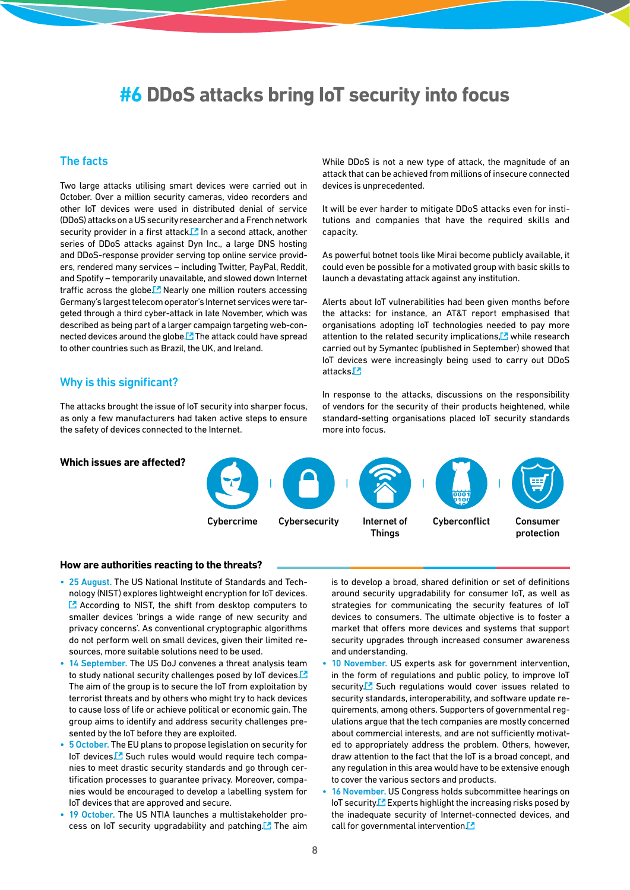# #6 DDoS attacks bring IoT security into focus

## The facts

Two large attacks utilising smart devices were carried out in October. Over a million security cameras, video recorders and other IoT devices were used in distributed denial of service (DDoS) attacks on a US security researcher and a French network security provider in a first attack. In a second attack, another series of DDoS attacks against Dyn Inc., a large DNS hosting and DDoS-response provider serving top online service providers, rendered many services – including Twitter, PayPal, Reddit, and Spotify – temporarily unavailable, and slowed down Internet traffic across the globe. Nearly one million routers accessing Germany's largest telecom operator's Internet services were targeted through a third cyber-attack in late November, which was described as being part of a larger campaign targeting web-connected devices around the globe. The attack could have spread to other countries such as Brazil, the UK, and Ireland.

## Why is this significant?

The attacks brought the issue of IoT security into sharper focus, as only a few manufacturers had taken active steps to ensure the safety of devices connected to the Internet.

While DDoS is not a new type of attack, the magnitude of an attack that can be achieved from millions of insecure connected devices is unprecedented.

It will be ever harder to mitigate DDoS attacks even for institutions and companies that have the required skills and capacity.

As powerful botnet tools like Mirai become publicly available, it could even be possible for a motivated group with basic skills to launch a devastating attack against any institution.

Alerts about IoT vulnerabilities had been given months before the attacks: for instance, an AT&T report emphasised that organisations adopting IoT technologies needed to pay more attention to the related security implications, while research carried out by Symantec (published in September) showed that IoT devices were increasingly being used to carry out DDoS attacks.

In response to the attacks, discussions on the responsibility of vendors for the security of their products heightened, while standard-setting organisations placed IoT security standards more into focus.

**Which issues are affected?**

Cybercrime | Cybersecurity | Internet of Things | Cyberconflict | Consumer protection

**How are authorities reacting to the threats?**

- 25 August. The US National Institute of Standards and Technology (NIST) explores lightweight encryption for IoT devices. According to NIST, the shift from desktop computers to smaller devices 'brings a wide range of new security and privacy concerns'. As conventional cryptographic algorithms do not perform well on small devices, given their limited resources, more suitable solutions need to be used.
- 14 September. The US DoJ convenes a threat analysis team to study national security challenges posed by IoT devices. The aim of the group is to secure the IoT from exploitation by terrorist threats and by others who might try to hack devices to cause loss of life or achieve political or economic gain. The group aims to identify and address security challenges presented by the IoT before they are exploited.
- 5 October. The EU plans to propose legislation on security for IoT devices. Such rules would would require tech companies to meet drastic security standards and go through certification processes to guarantee privacy. Moreover, companies would be encouraged to develop a labelling system for IoT devices that are approved and secure.
- 19 October. The US NTIA launches a multistakeholder process on IoT security upgradability and patching. The aim is to develop a broad, shared definition or set of definitions around security upgradability for consumer IoT, as well as strategies for communicating the security features of IoT devices to consumers. The ultimate objective is to foster a market that offers more devices and systems that support security upgrades through increased consumer awareness and understanding.
- 10 November. US experts ask for government intervention, in the form of regulations and public policy, to improve IoT security. Such regulations would cover issues related to security standards, interoperability, and software update requirements, among others. Supporters of governmental regulations argue that the tech companies are mostly concerned about commercial interests, and are not sufficiently motivated to appropriately address the problem. Others, however, draw attention to the fact that the IoT is a broad concept, and any regulation in this area would have to be extensive enough to cover the various sectors and products.
- 16 November. US Congress holds subcommittee hearings on IoT security. Experts highlight the increasing risks posed by the inadequate security of Internet-connected devices, and call for governmental intervention.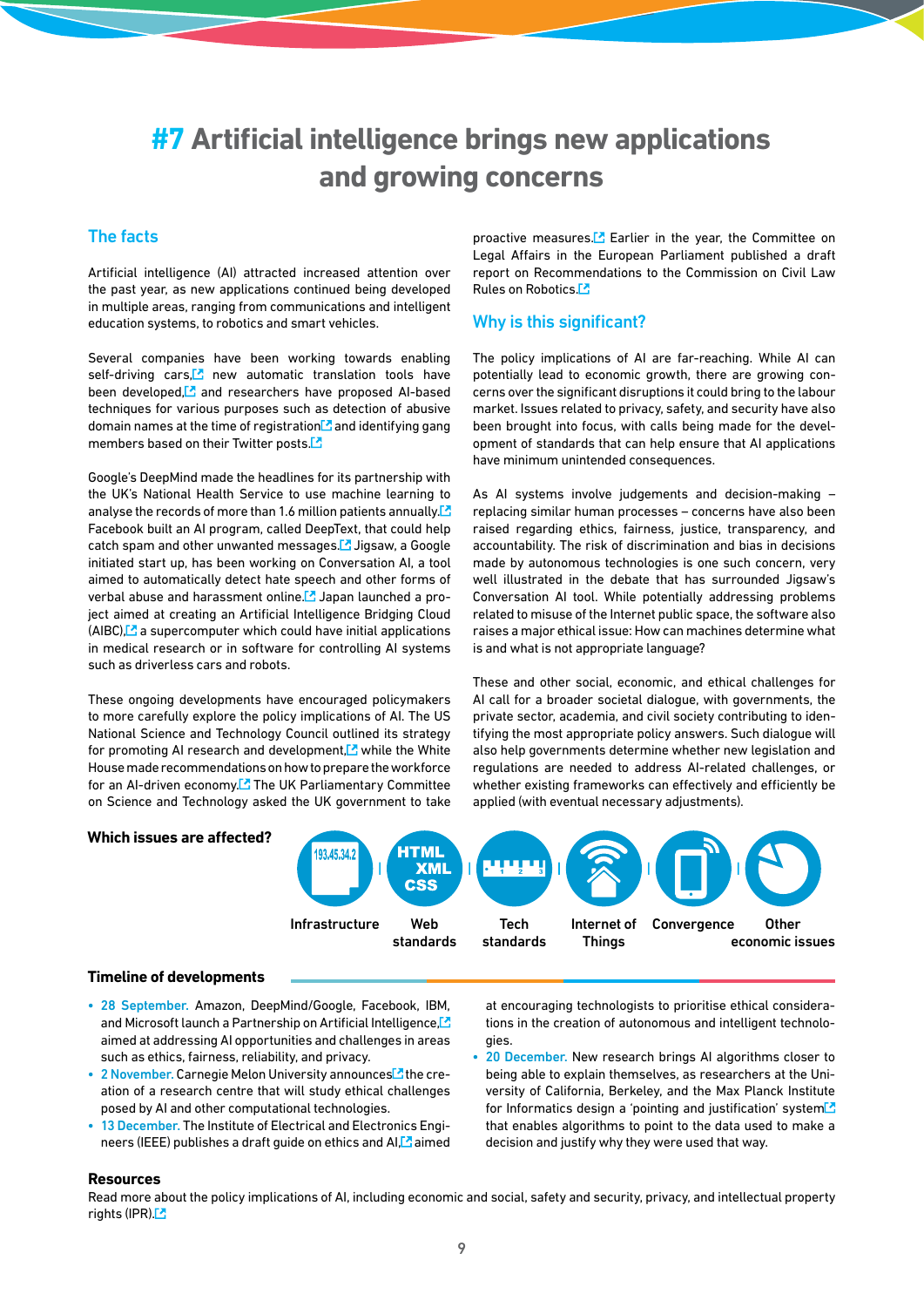# #7 Artificial intelligence brings new applications and growing concerns

## The facts

Artificial intelligence (AI) attracted increased attention over the past year, as new applications continued being developed in multiple areas, ranging from communications and intelligent education systems, to robotics and smart vehicles.

Several companies have been working towards enabling self-driving cars, new automatic translation tools have been developed, and researchers have proposed AI-based techniques for various purposes such as detection of abusive domain names at the time of registration and identifying gang members based on their Twitter posts.

Google's DeepMind made the headlines for its partnership with the UK's National Health Service to use machine learning to analyse the records of more than 1.6 million patients annually. Facebook built an AI program, called DeepText, that could help catch spam and other unwanted messages. Jigsaw, a Google initiated start up, has been working on Conversation AI, a tool aimed to automatically detect hate speech and other forms of verbal abuse and harassment online. Japan launched a project aimed at creating an Artificial Intelligence Bridging Cloud (AIBC), a supercomputer which could have initial applications in medical research or in software for controlling AI systems such as driverless cars and robots.

These ongoing developments have encouraged policymakers to more carefully explore the policy implications of AI. The US National Science and Technology Council outlined its strategy for promoting AI research and development, while the White House made recommendations on how to prepare the workforce for an AI-driven economy. The UK Parliamentary Committee on Science and Technology asked the UK government to take proactive measures. Earlier in the year, the Committee on Legal Affairs in the European Parliament published a draft report on Recommendations to the Commission on Civil Law Rules on Robotics.

## Why is this significant?

The policy implications of AI are far-reaching. While AI can potentially lead to economic growth, there are growing concerns over the significant disruptions it could bring to the labour market. Issues related to privacy, safety, and security have also been brought into focus, with calls being made for the development of standards that can help ensure that AI applications have minimum unintended consequences.

As AI systems involve judgements and decision-making – replacing similar human processes – concerns have also been raised regarding ethics, fairness, justice, transparency, and accountability. The risk of discrimination and bias in decisions made by autonomous technologies is one such concern, very well illustrated in the debate that has surrounded Jigsaw's Conversation AI tool. While potentially addressing problems related to misuse of the Internet public space, the software also raises a major ethical issue: How can machines determine what is and what is not appropriate language?

These and other social, economic, and ethical challenges for AI call for a broader societal dialogue, with governments, the private sector, academia, and civil society contributing to identifying the most appropriate policy answers. Such dialogue will also help governments determine whether new legislation and regulations are needed to address AI-related challenges, or whether existing frameworks can effectively and efficiently be applied (with eventual necessary adjustments).

**Which issues are affected?**

Infrastructure | Web standards | Tech standards | Internet of Things | Convergence | Other economic issues

## Timeline of developments

- **28 September.** Amazon, DeepMind/Google, Facebook, IBM, and Microsoft launch a Partnership on Artificial Intelligence, aimed at addressing AI opportunities and challenges in areas such as ethics, fairness, reliability, and privacy.
- **2 November.** Carnegie Melon University announces the creation of a research centre that will study ethical challenges posed by AI and other computational technologies.
- **13 December.** The Institute of Electrical and Electronics Engineers (IEEE) publishes a draft guide on ethics and AI, aimed at encouraging technologists to prioritise ethical considerations in the creation of autonomous and intelligent technologies.
- **20 December.** New research brings AI algorithms closer to being able to explain themselves, as researchers at the University of California, Berkeley, and the Max Planck Institute for Informatics design a 'pointing and justification' system that enables algorithms to point to the data used to make a decision and justify why they were used that way.

## Resources

Read more about the policy implications of AI, including economic and social, safety and security, privacy, and intellectual property rights (IPR).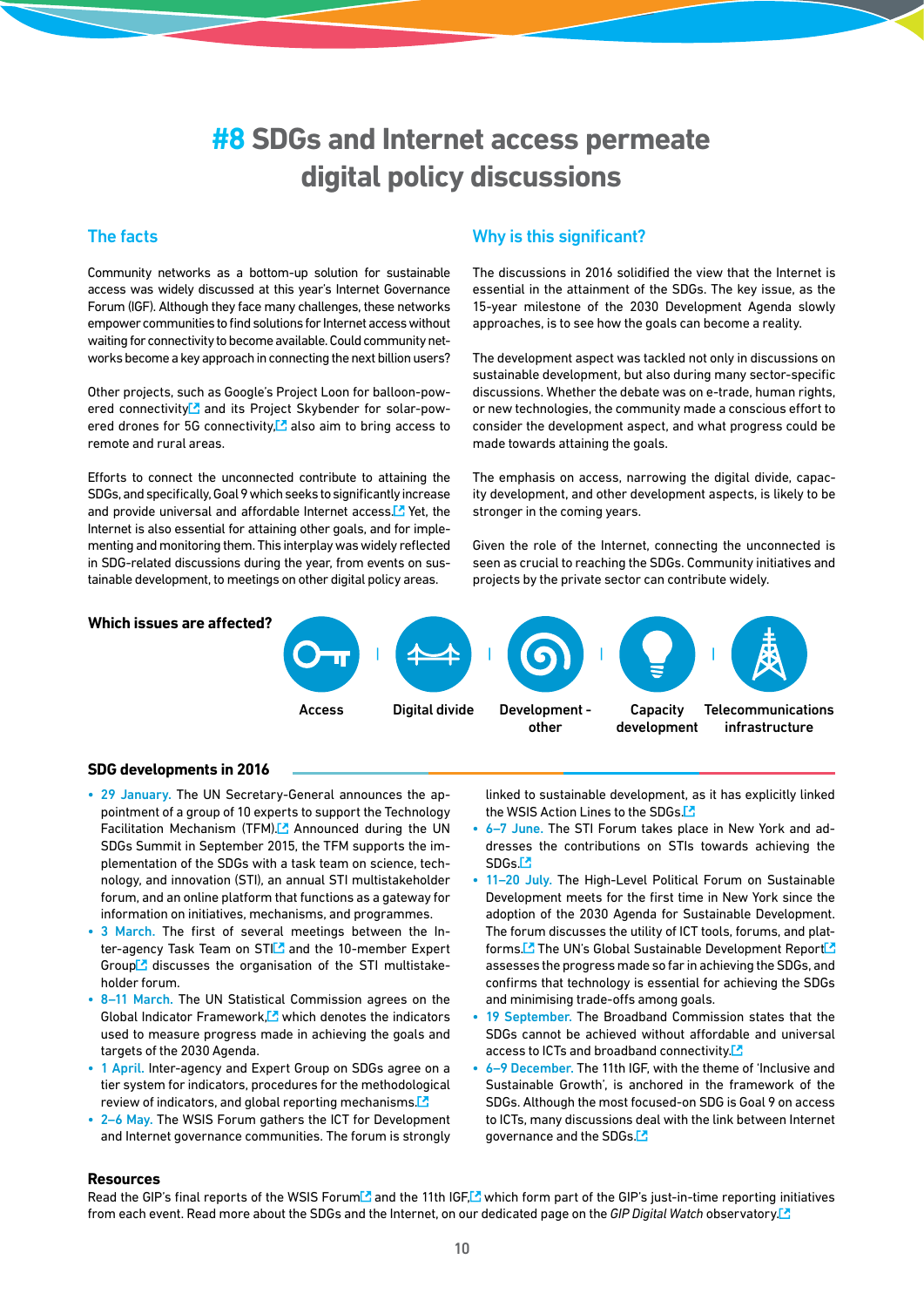# #8 SDGs and Internet access permeate digital policy discussions

## The facts

Community networks as a bottom-up solution for sustainable access was widely discussed at this year's Internet Governance Forum (IGF). Although they face many challenges, these networks empower communities to find solutions for Internet access without waiting for connectivity to become available. Could community networks become a key approach in connecting the next billion users?

Other projects, such as Google's Project Loon for balloon-powered connectivity and its Project Skybender for solar-powered drones for 5G connectivity, also aim to bring access to remote and rural areas.

Efforts to connect the unconnected contribute to attaining the SDGs, and specifically, Goal 9 which seeks to significantly increase and provide universal and affordable Internet access. Yet, the Internet is also essential for attaining other goals, and for implementing and monitoring them. This interplay was widely reflected in SDG-related discussions during the year, from events on sustainable development, to meetings on other digital policy areas.

## Why is this significant?

The discussions in 2016 solidified the view that the Internet is essential in the attainment of the SDGs. The key issue, as the 15-year milestone of the 2030 Development Agenda slowly approaches, is to see how the goals can become a reality.

The development aspect was tackled not only in discussions on sustainable development, but also during many sector-specific discussions. Whether the debate was on e-trade, human rights, or new technologies, the community made a conscious effort to consider the development aspect, and what progress could be made towards attaining the goals.

The emphasis on access, narrowing the digital divide, capacity development, and other development aspects, is likely to be stronger in the coming years.

Given the role of the Internet, connecting the unconnected is seen as crucial to reaching the SDGs. Community initiatives and projects by the private sector can contribute widely.

**Which issues are affected?**

Access | Digital divide | Development - other | Capacity development | Telecommunications infrastructure

## SDG developments in 2016

- **29 January.** The UN Secretary-General announces the appointment of a group of 10 experts to support the Technology Facilitation Mechanism (TFM). Announced during the UN SDGs Summit in September 2015, the TFM supports the implementation of the SDGs with a task team on science, technology, and innovation (STI), an annual STI multistakeholder forum, and an online platform that functions as a gateway for information on initiatives, mechanisms, and programmes.
- **3 March.** The first of several meetings between the Inter-agency Task Team on STI and the 10-member Expert Group discusses the organisation of the STI multistakeholder forum.
- **8–11 March.** The UN Statistical Commission agrees on the Global Indicator Framework, which denotes the indicators used to measure progress made in achieving the goals and targets of the 2030 Agenda.
- **1 April.** Inter-agency and Expert Group on SDGs agree on a tier system for indicators, procedures for the methodological review of indicators, and global reporting mechanisms.
- **2–6 May.** The WSIS Forum gathers the ICT for Development and Internet governance communities. The forum is strongly linked to sustainable development, as it has explicitly linked the WSIS Action Lines to the SDGs.
- **6–7 June.** The STI Forum takes place in New York and addresses the contributions on STIs towards achieving the SDGs.
- **11–20 July.** The High-Level Political Forum on Sustainable Development meets for the first time in New York since the adoption of the 2030 Agenda for Sustainable Development. The forum discusses the utility of ICT tools, forums, and platforms. The UN's Global Sustainable Development Report assesses the progress made so far in achieving the SDGs, and confirms that technology is essential for achieving the SDGs and minimising trade-offs among goals.
- **19 September.** The Broadband Commission states that the SDGs cannot be achieved without affordable and universal access to ICTs and broadband connectivity.
- **6–9 December.** The 11th IGF, with the theme of 'Inclusive and Sustainable Growth', is anchored in the framework of the SDGs. Although the most focused-on SDG is Goal 9 on access to ICTs, many discussions deal with the link between Internet governance and the SDGs.

**Resources**

Read the GIP's final reports of the WSIS Forum and the 11th IGF, which form part of the GIP's just-in-time reporting initiatives from each event. Read more about the SDGs and the Internet, on our dedicated page on the *GIP Digital Watch* observatory.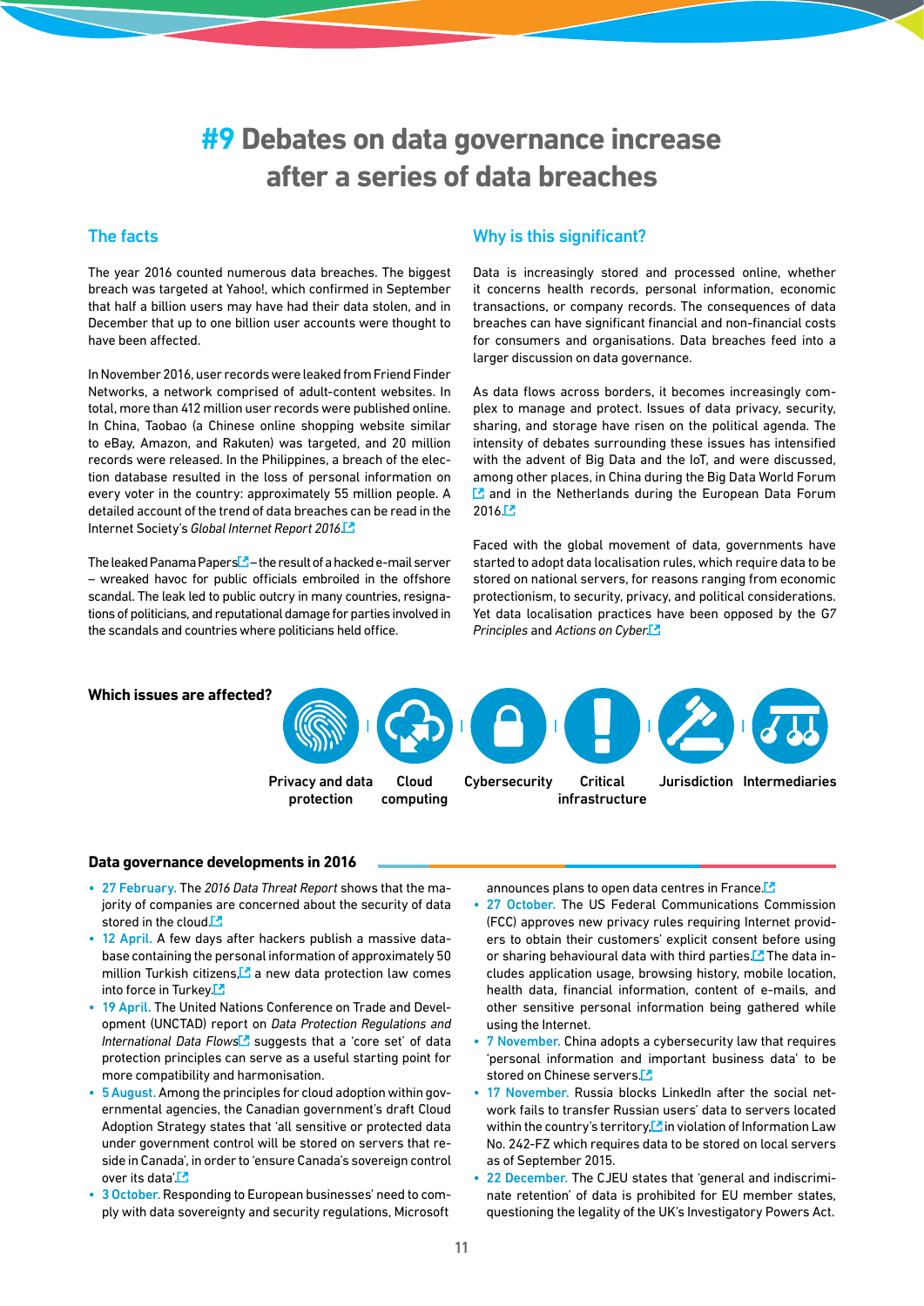# #9 Debates on data governance increase after a series of data breaches

## The facts

The year 2016 counted numerous data breaches. The biggest breach was targeted at Yahoo!, which confirmed in September that half a billion users may have had their data stolen, and in December that up to one billion user accounts were thought to have been affected.

In November 2016, user records were leaked from Friend Finder Networks, a network comprised of adult-content websites. In total, more than 412 million user records were published online. In China, Taobao (a Chinese online shopping website similar to eBay, Amazon, and Rakuten) was targeted, and 20 million records were released. In the Philippines, a breach of the election database resulted in the loss of personal information on every voter in the country: approximately 55 million people. A detailed account of the trend of data breaches can be read in the Internet Society's *Global Internet Report 2016*.

The leaked Panama Papers – the result of a hacked e-mail server – wreaked havoc for public officials embroiled in the offshore scandal. The leak led to public outcry in many countries, resignations of politicians, and reputational damage for parties involved in the scandals and countries where politicians held office.

## Why is this significant?

Data is increasingly stored and processed online, whether it concerns health records, personal information, economic transactions, or company records. The consequences of data breaches can have significant financial and non-financial costs for consumers and organisations. Data breaches feed into a larger discussion on data governance.

As data flows across borders, it becomes increasingly complex to manage and protect. Issues of data privacy, security, sharing, and storage have risen on the political agenda. The intensity of debates surrounding these issues has intensified with the advent of Big Data and the IoT, and were discussed, among other places, in China during the Big Data World Forum and in the Netherlands during the European Data Forum 2016.

Faced with the global movement of data, governments have started to adopt data localisation rules, which require data to be stored on national servers, for reasons ranging from economic protectionism, to security, privacy, and political considerations. Yet data localisation practices have been opposed by the G7 *Principles* and *Actions on Cyber*.

**Which issues are affected?**

Privacy and data protection | Cloud computing | Cybersecurity | Critical infrastructure | Jurisdiction | Intermediaries

### Data governance developments in 2016

- **27 February.** The *2016 Data Threat Report* shows that the majority of companies are concerned about the security of data stored in the cloud.
- **12 April.** A few days after hackers publish a massive database containing the personal information of approximately 50 million Turkish citizens, a new data protection law comes into force in Turkey.
- **19 April.** The United Nations Conference on Trade and Development (UNCTAD) report on *Data Protection Regulations and International Data Flows* suggests that a 'core set' of data protection principles can serve as a useful starting point for more compatibility and harmonisation.
- **5 August.** Among the principles for cloud adoption within governmental agencies, the Canadian government's draft Cloud Adoption Strategy states that 'all sensitive or protected data under government control will be stored on servers that reside in Canada', in order to 'ensure Canada's sovereign control over its data'.
- **3 October.** Responding to European businesses' need to comply with data sovereignty and security regulations, Microsoft announces plans to open data centres in France.
- **27 October.** The US Federal Communications Commission (FCC) approves new privacy rules requiring Internet providers to obtain their customers' explicit consent before using or sharing behavioural data with third parties. The data includes application usage, browsing history, mobile location, health data, financial information, content of e-mails, and other sensitive personal information being gathered while using the Internet.
- **7 November.** China adopts a cybersecurity law that requires 'personal information and important business data' to be stored on Chinese servers.
- **17 November.** Russia blocks LinkedIn after the social network fails to transfer Russian users' data to servers located within the country's territory, in violation of Information Law No. 242-FZ which requires data to be stored on local servers as of September 2015.
- **22 December.** The CJEU states that 'general and indiscriminate retention' of data is prohibited for EU member states, questioning the legality of the UK's Investigatory Powers Act.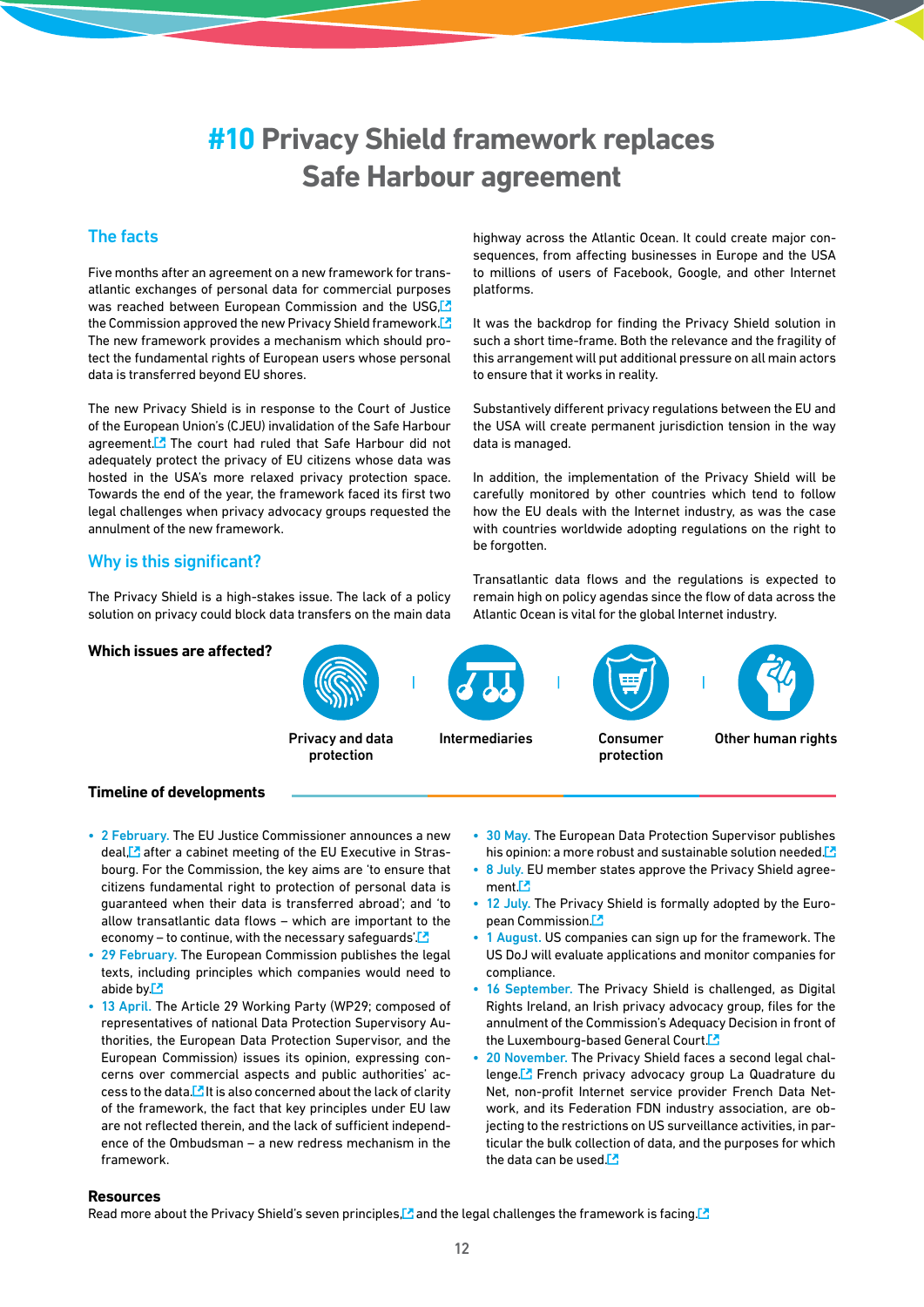# #10 Privacy Shield framework replaces Safe Harbour agreement

## The facts

Five months after an agreement on a new framework for transatlantic exchanges of personal data for commercial purposes was reached between European Commission and the USG, the Commission approved the new Privacy Shield framework. The new framework provides a mechanism which should protect the fundamental rights of European users whose personal data is transferred beyond EU shores.

The new Privacy Shield is in response to the Court of Justice of the European Union's (CJEU) invalidation of the Safe Harbour agreement. The court had ruled that Safe Harbour did not adequately protect the privacy of EU citizens whose data was hosted in the USA's more relaxed privacy protection space. Towards the end of the year, the framework faced its first two legal challenges when privacy advocacy groups requested the annulment of the new framework.

## Why is this significant?

The Privacy Shield is a high-stakes issue. The lack of a policy solution on privacy could block data transfers on the main data highway across the Atlantic Ocean. It could create major consequences, from affecting businesses in Europe and the USA to millions of users of Facebook, Google, and other Internet platforms.

It was the backdrop for finding the Privacy Shield solution in such a short time-frame. Both the relevance and the fragility of this arrangement will put additional pressure on all main actors to ensure that it works in reality.

Substantively different privacy regulations between the EU and the USA will create permanent jurisdiction tension in the way data is managed.

In addition, the implementation of the Privacy Shield will be carefully monitored by other countries which tend to follow how the EU deals with the Internet industry, as was the case with countries worldwide adopting regulations on the right to be forgotten.

Transatlantic data flows and the regulations is expected to remain high on policy agendas since the flow of data across the Atlantic Ocean is vital for the global Internet industry.

**Which issues are affected?**

Privacy and data protection | Intermediaries | Consumer protection | Other human rights

**Timeline of developments**

- **2 February.** The EU Justice Commissioner announces a new deal, after a cabinet meeting of the EU Executive in Strasbourg. For the Commission, the key aims are 'to ensure that citizens fundamental right to protection of personal data is guaranteed when their data is transferred abroad'; and 'to allow transatlantic data flows – which are important to the economy – to continue, with the necessary safeguards'.
- **29 February.** The European Commission publishes the legal texts, including principles which companies would need to abide by.
- **13 April.** The Article 29 Working Party (WP29; composed of representatives of national Data Protection Supervisory Authorities, the European Data Protection Supervisor, and the European Commission) issues its opinion, expressing concerns over commercial aspects and public authorities' access to the data. It is also concerned about the lack of clarity of the framework, the fact that key principles under EU law are not reflected therein, and the lack of sufficient independence of the Ombudsman – a new redress mechanism in the framework.
- **30 May.** The European Data Protection Supervisor publishes his opinion: a more robust and sustainable solution needed.
- **8 July.** EU member states approve the Privacy Shield agreement.
- **12 July.** The Privacy Shield is formally adopted by the European Commission.
- **1 August.** US companies can sign up for the framework. The US DoJ will evaluate applications and monitor companies for compliance.
- **16 September.** The Privacy Shield is challenged, as Digital Rights Ireland, an Irish privacy advocacy group, files for the annulment of the Commission's Adequacy Decision in front of the Luxembourg-based General Court.
- **20 November.** The Privacy Shield faces a second legal challenge. French privacy advocacy group La Quadrature du Net, non-profit Internet service provider French Data Network, and its Federation FDN industry association, are objecting to the restrictions on US surveillance activities, in particular the bulk collection of data, and the purposes for which the data can be used.

**Resources**

Read more about the Privacy Shield's seven principles, and the legal challenges the framework is facing.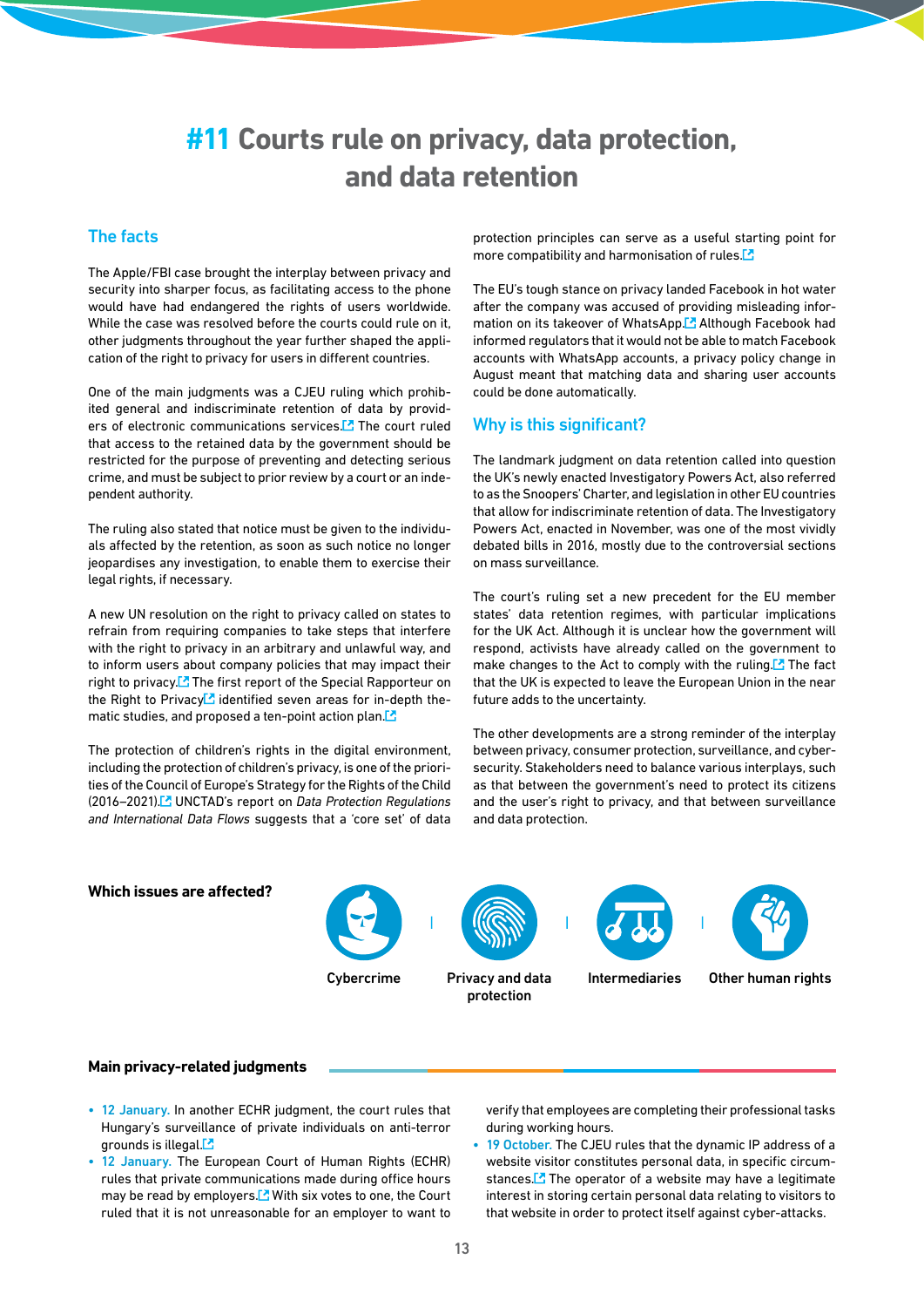# #11 Courts rule on privacy, data protection, and data retention

## The facts

The Apple/FBI case brought the interplay between privacy and security into sharper focus, as facilitating access to the phone would have had endangered the rights of users worldwide. While the case was resolved before the courts could rule on it, other judgments throughout the year further shaped the application of the right to privacy for users in different countries.

One of the main judgments was a CJEU ruling which prohibited general and indiscriminate retention of data by providers of electronic communications services. The court ruled that access to the retained data by the government should be restricted for the purpose of preventing and detecting serious crime, and must be subject to prior review by a court or an independent authority.

The ruling also stated that notice must be given to the individuals affected by the retention, as soon as such notice no longer jeopardises any investigation, to enable them to exercise their legal rights, if necessary.

A new UN resolution on the right to privacy called on states to refrain from requiring companies to take steps that interfere with the right to privacy in an arbitrary and unlawful way, and to inform users about company policies that may impact their right to privacy. The first report of the Special Rapporteur on the Right to Privacy identified seven areas for in-depth thematic studies, and proposed a ten-point action plan.

The protection of children's rights in the digital environment, including the protection of children's privacy, is one of the priorities of the Council of Europe's Strategy for the Rights of the Child (2016–2021). UNCTAD's report on *Data Protection Regulations and International Data Flows* suggests that a 'core set' of data protection principles can serve as a useful starting point for more compatibility and harmonisation of rules.

The EU's tough stance on privacy landed Facebook in hot water after the company was accused of providing misleading information on its takeover of WhatsApp. Although Facebook had informed regulators that it would not be able to match Facebook accounts with WhatsApp accounts, a privacy policy change in August meant that matching data and sharing user accounts could be done automatically.

## Why is this significant?

The landmark judgment on data retention called into question the UK's newly enacted Investigatory Powers Act, also referred to as the Snoopers' Charter, and legislation in other EU countries that allow for indiscriminate retention of data. The Investigatory Powers Act, enacted in November, was one of the most vividly debated bills in 2016, mostly due to the controversial sections on mass surveillance.

The court's ruling set a new precedent for the EU member states' data retention regimes, with particular implications for the UK Act. Although it is unclear how the government will respond, activists have already called on the government to make changes to the Act to comply with the ruling. The fact that the UK is expected to leave the European Union in the near future adds to the uncertainty.

The other developments are a strong reminder of the interplay between privacy, consumer protection, surveillance, and cybersecurity. Stakeholders need to balance various interplays, such as that between the government's need to protect its citizens and the user's right to privacy, and that between surveillance and data protection.

**Which issues are affected?**

Cybercrime | Privacy and data protection | Intermediaries | Other human rights

**Main privacy-related judgments**

- 12 January. In another ECHR judgment, the court rules that Hungary's surveillance of private individuals on anti-terror grounds is illegal.
- 12 January. The European Court of Human Rights (ECHR) rules that private communications made during office hours may be read by employers. With six votes to one, the Court ruled that it is not unreasonable for an employer to want to verify that employees are completing their professional tasks during working hours.
- 19 October. The CJEU rules that the dynamic IP address of a website visitor constitutes personal data, in specific circumstances. The operator of a website may have a legitimate interest in storing certain personal data relating to visitors to that website in order to protect itself against cyber-attacks.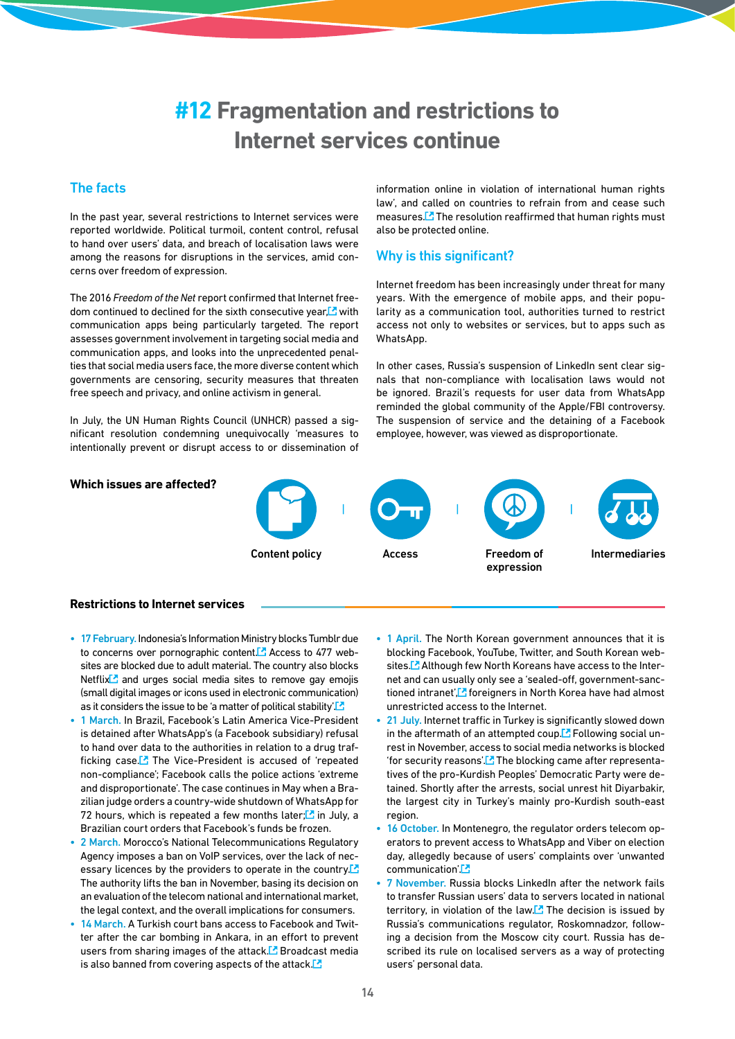# #12 Fragmentation and restrictions to Internet services continue

## The facts

In the past year, several restrictions to Internet services were reported worldwide. Political turmoil, content control, refusal to hand over users' data, and breach of localisation laws were among the reasons for disruptions in the services, amid concerns over freedom of expression.

The 2016 *Freedom of the Net* report confirmed that Internet freedom continued to declined for the sixth consecutive year, with communication apps being particularly targeted. The report assesses government involvement in targeting social media and communication apps, and looks into the unprecedented penalties that social media users face, the more diverse content which governments are censoring, security measures that threaten free speech and privacy, and online activism in general.

In July, the UN Human Rights Council (UNHCR) passed a significant resolution condemning unequivocally 'measures to intentionally prevent or disrupt access to or dissemination of information online in violation of international human rights law', and called on countries to refrain from and cease such measures. The resolution reaffirmed that human rights must also be protected online.

## Why is this significant?

Internet freedom has been increasingly under threat for many years. With the emergence of mobile apps, and their popularity as a communication tool, authorities turned to restrict access not only to websites or services, but to apps such as WhatsApp.

In other cases, Russia's suspension of LinkedIn sent clear signals that non-compliance with localisation laws would not be ignored. Brazil's requests for user data from WhatsApp reminded the global community of the Apple/FBI controversy. The suspension of service and the detaining of a Facebook employee, however, was viewed as disproportionate.

**Which issues are affected?**

Content policy | Access | Freedom of expression | Intermediaries

**Restrictions to Internet services**

- 17 February. Indonesia's Information Ministry blocks Tumblr due to concerns over pornographic content. Access to 477 websites are blocked due to adult material. The country also blocks Netflix and urges social media sites to remove gay emojis (small digital images or icons used in electronic communication) as it considers the issue to be 'a matter of political stability'.
- 1 March. In Brazil, Facebook's Latin America Vice-President is detained after WhatsApp's (a Facebook subsidiary) refusal to hand over data to the authorities in relation to a drug trafficking case. The Vice-President is accused of 'repeated non-compliance'; Facebook calls the police actions 'extreme and disproportionate'. The case continues in May when a Brazilian judge orders a country-wide shutdown of WhatsApp for 72 hours, which is repeated a few months later; in July, a Brazilian court orders that Facebook's funds be frozen.
- 2 March. Morocco's National Telecommunications Regulatory Agency imposes a ban on VoIP services, over the lack of necessary licences by the providers to operate in the country. The authority lifts the ban in November, basing its decision on an evaluation of the telecom national and international market, the legal context, and the overall implications for consumers.
- 14 March. A Turkish court bans access to Facebook and Twitter after the car bombing in Ankara, in an effort to prevent users from sharing images of the attack. Broadcast media is also banned from covering aspects of the attack.
- 1 April. The North Korean government announces that it is blocking Facebook, YouTube, Twitter, and South Korean websites. Although few North Koreans have access to the Internet and can usually only see a 'sealed-off, government-sanctioned intranet', foreigners in North Korea have had almost unrestricted access to the Internet.
- 21 July. Internet traffic in Turkey is significantly slowed down in the aftermath of an attempted coup. Following social unrest in November, access to social media networks is blocked 'for security reasons'. The blocking came after representatives of the pro-Kurdish Peoples' Democratic Party were detained. Shortly after the arrests, social unrest hit Diyarbakir, the largest city in Turkey's mainly pro-Kurdish south-east region.
- 16 October. In Montenegro, the regulator orders telecom operators to prevent access to WhatsApp and Viber on election day, allegedly because of users' complaints over 'unwanted communication'.
- 7 November. Russia blocks LinkedIn after the network fails to transfer Russian users' data to servers located in national territory, in violation of the law. The decision is issued by Russia's communications regulator, Roskomnadzor, following a decision from the Moscow city court. Russia has described its rule on localised servers as a way of protecting users' personal data.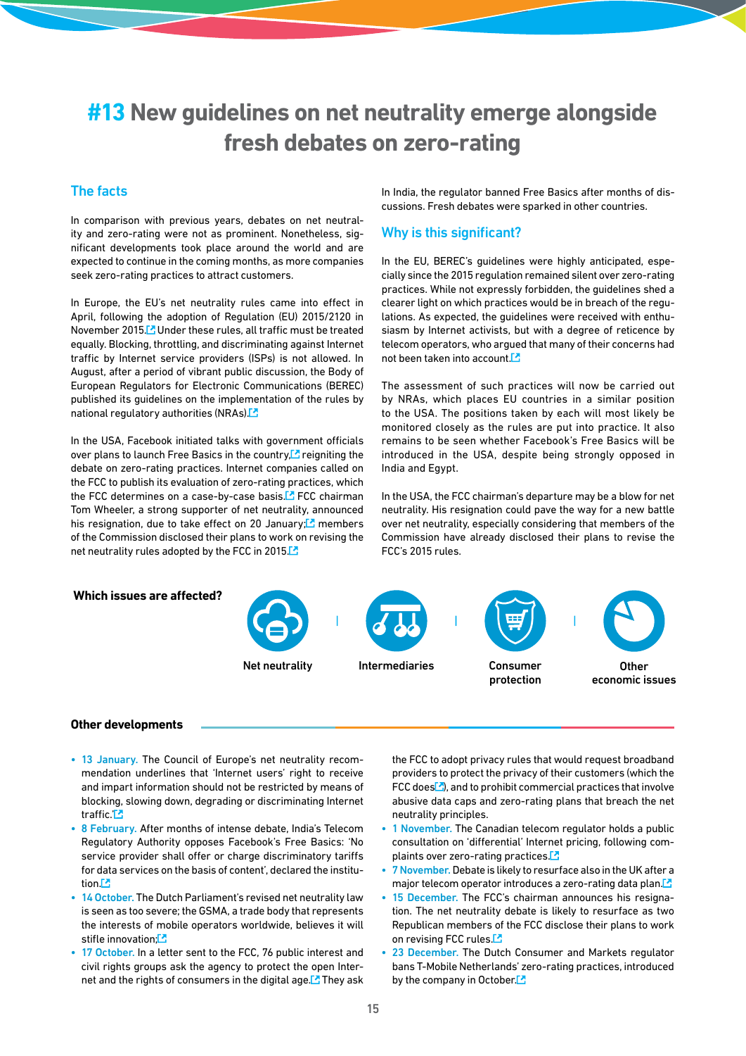# #13 New guidelines on net neutrality emerge alongside fresh debates on zero-rating

## The facts

In comparison with previous years, debates on net neutrality and zero-rating were not as prominent. Nonetheless, significant developments took place around the world and are expected to continue in the coming months, as more companies seek zero-rating practices to attract customers.

In Europe, the EU's net neutrality rules came into effect in April, following the adoption of Regulation (EU) 2015/2120 in November 2015. Under these rules, all traffic must be treated equally. Blocking, throttling, and discriminating against Internet traffic by Internet service providers (ISPs) is not allowed. In August, after a period of vibrant public discussion, the Body of European Regulators for Electronic Communications (BEREC) published its guidelines on the implementation of the rules by national regulatory authorities (NRAs).

In the USA, Facebook initiated talks with government officials over plans to launch Free Basics in the country, reigniting the debate on zero-rating practices. Internet companies called on the FCC to publish its evaluation of zero-rating practices, which the FCC determines on a case-by-case basis. FCC chairman Tom Wheeler, a strong supporter of net neutrality, announced his resignation, due to take effect on 20 January; members of the Commission disclosed their plans to work on revising the net neutrality rules adopted by the FCC in 2015.

In India, the regulator banned Free Basics after months of discussions. Fresh debates were sparked in other countries.

## Why is this significant?

In the EU, BEREC's guidelines were highly anticipated, especially since the 2015 regulation remained silent over zero-rating practices. While not expressly forbidden, the guidelines shed a clearer light on which practices would be in breach of the regulations. As expected, the guidelines were received with enthusiasm by Internet activists, but with a degree of reticence by telecom operators, who argued that many of their concerns had not been taken into account.

The assessment of such practices will now be carried out by NRAs, which places EU countries in a similar position to the USA. The positions taken by each will most likely be monitored closely as the rules are put into practice. It also remains to be seen whether Facebook's Free Basics will be introduced in the USA, despite being strongly opposed in India and Egypt.

In the USA, the FCC chairman's departure may be a blow for net neutrality. His resignation could pave the way for a new battle over net neutrality, especially considering that members of the Commission have already disclosed their plans to revise the FCC's 2015 rules.

**Which issues are affected?**

Net neutrality | Intermediaries | Consumer protection | Other economic issues

**Other developments**

- 13 January. The Council of Europe's net neutrality recommendation underlines that 'Internet users' right to receive and impart information should not be restricted by means of blocking, slowing down, degrading or discriminating Internet traffic.'
- 8 February. After months of intense debate, India's Telecom Regulatory Authority opposes Facebook's Free Basics: 'No service provider shall offer or charge discriminatory tariffs for data services on the basis of content', declared the institution.
- 14 October. The Dutch Parliament's revised net neutrality law is seen as too severe; the GSMA, a trade body that represents the interests of mobile operators worldwide, believes it will stifle innovation;
- 17 October. In a letter sent to the FCC, 76 public interest and civil rights groups ask the agency to protect the open Internet and the rights of consumers in the digital age. They ask the FCC to adopt privacy rules that would request broadband providers to protect the privacy of their customers (which the FCC does), and to prohibit commercial practices that involve abusive data caps and zero-rating plans that breach the net neutrality principles.
- 1 November. The Canadian telecom regulator holds a public consultation on 'differential' Internet pricing, following complaints over zero-rating practices.
- 7 November. Debate is likely to resurface also in the UK after a major telecom operator introduces a zero-rating data plan.
- 15 December. The FCC's chairman announces his resignation. The net neutrality debate is likely to resurface as two Republican members of the FCC disclose their plans to work on revising FCC rules.
- 23 December. The Dutch Consumer and Markets regulator bans T-Mobile Netherlands' zero-rating practices, introduced by the company in October.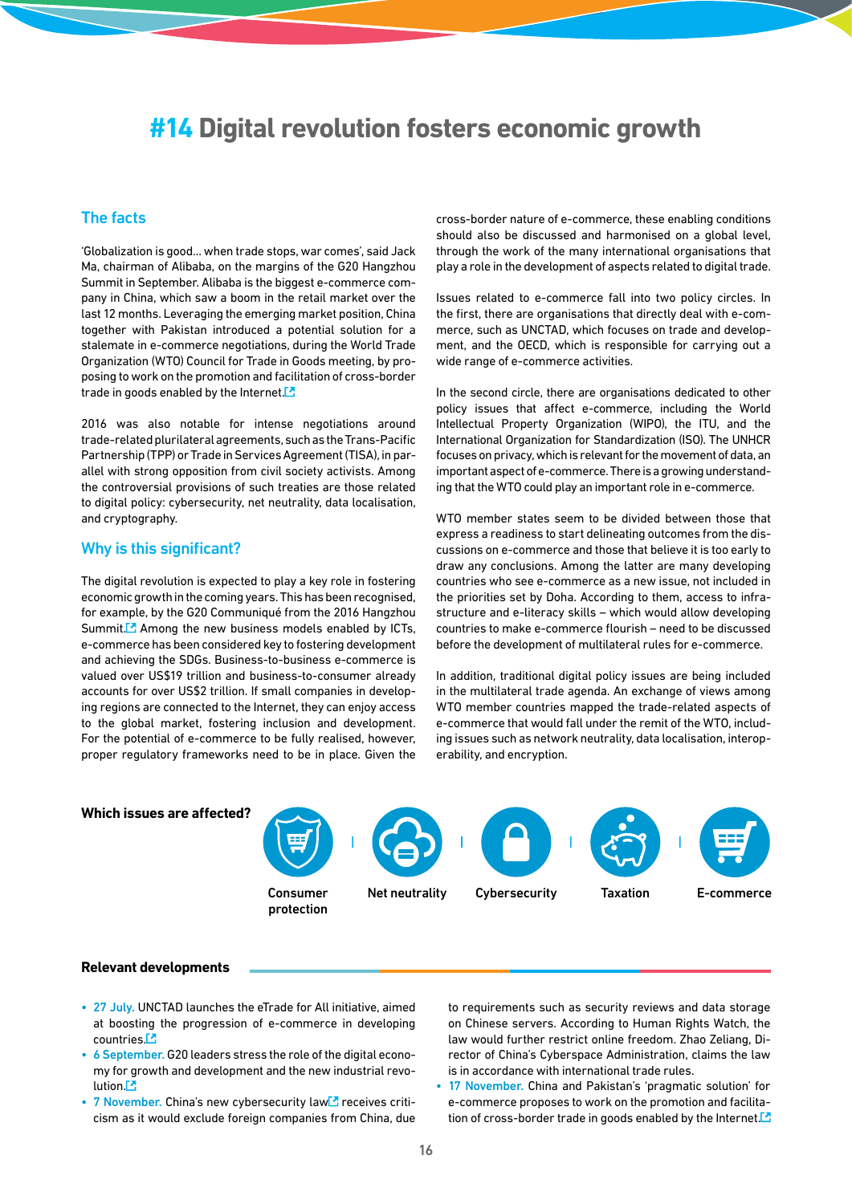# #14 Digital revolution fosters economic growth

## The facts

'Globalization is good... when trade stops, war comes', said Jack Ma, chairman of Alibaba, on the margins of the G20 Hangzhou Summit in September. Alibaba is the biggest e-commerce company in China, which saw a boom in the retail market over the last 12 months. Leveraging the emerging market position, China together with Pakistan introduced a potential solution for a stalemate in e-commerce negotiations, during the World Trade Organization (WTO) Council for Trade in Goods meeting, by proposing to work on the promotion and facilitation of cross-border trade in goods enabled by the Internet.

2016 was also notable for intense negotiations around trade-related plurilateral agreements, such as the Trans-Pacific Partnership (TPP) or Trade in Services Agreement (TISA), in parallel with strong opposition from civil society activists. Among the controversial provisions of such treaties are those related to digital policy: cybersecurity, net neutrality, data localisation, and cryptography.

## Why is this significant?

The digital revolution is expected to play a key role in fostering economic growth in the coming years. This has been recognised, for example, by the G20 Communiqué from the 2016 Hangzhou Summit. Among the new business models enabled by ICTs, e-commerce has been considered key to fostering development and achieving the SDGs. Business-to-business e-commerce is valued over US$19 trillion and business-to-consumer already accounts for over US$2 trillion. If small companies in developing regions are connected to the Internet, they can enjoy access to the global market, fostering inclusion and development. For the potential of e-commerce to be fully realised, however, proper regulatory frameworks need to be in place. Given the cross-border nature of e-commerce, these enabling conditions should also be discussed and harmonised on a global level, through the work of the many international organisations that play a role in the development of aspects related to digital trade.

Issues related to e-commerce fall into two policy circles. In the first, there are organisations that directly deal with e-commerce, such as UNCTAD, which focuses on trade and development, and the OECD, which is responsible for carrying out a wide range of e-commerce activities.

In the second circle, there are organisations dedicated to other policy issues that affect e-commerce, including the World Intellectual Property Organization (WIPO), the ITU, and the International Organization for Standardization (ISO). The UNHCR focuses on privacy, which is relevant for the movement of data, an important aspect of e-commerce. There is a growing understanding that the WTO could play an important role in e-commerce.

WTO member states seem to be divided between those that express a readiness to start delineating outcomes from the discussions on e-commerce and those that believe it is too early to draw any conclusions. Among the latter are many developing countries who see e-commerce as a new issue, not included in the priorities set by Doha. According to them, access to infrastructure and e-literacy skills – which would allow developing countries to make e-commerce flourish – need to be discussed before the development of multilateral rules for e-commerce.

In addition, traditional digital policy issues are being included in the multilateral trade agenda. An exchange of views among WTO member countries mapped the trade-related aspects of e-commerce that would fall under the remit of the WTO, including issues such as network neutrality, data localisation, interoperability, and encryption.

**Which issues are affected?**

Consumer protection | Net neutrality | Cybersecurity | Taxation | E-commerce

**Relevant developments**

- 27 July. UNCTAD launches the eTrade for All initiative, aimed at boosting the progression of e-commerce in developing countries.
- 6 September. G20 leaders stress the role of the digital economy for growth and development and the new industrial revolution.
- 7 November. China's new cybersecurity law receives criticism as it would exclude foreign companies from China, due to requirements such as security reviews and data storage on Chinese servers. According to Human Rights Watch, the law would further restrict online freedom. Zhao Zeliang, Director of China's Cyberspace Administration, claims the law is in accordance with international trade rules.
- 17 November. China and Pakistan's 'pragmatic solution' for e-commerce proposes to work on the promotion and facilitation of cross-border trade in goods enabled by the Internet.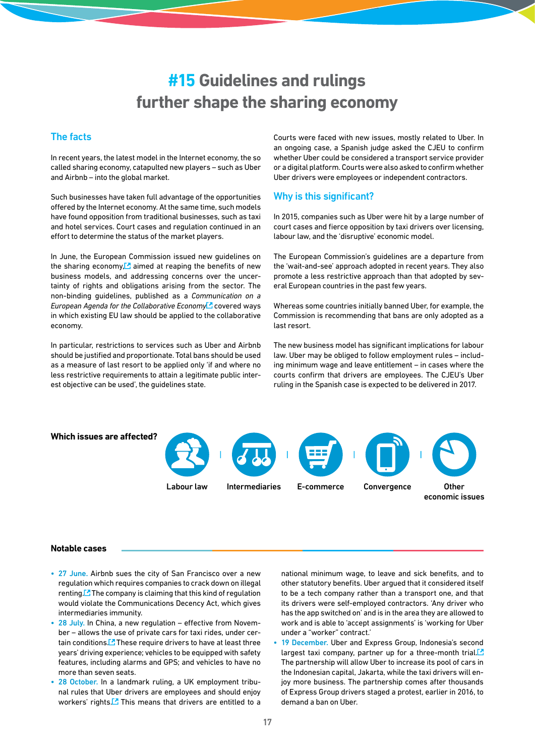# #15 Guidelines and rulings further shape the sharing economy

## The facts

In recent years, the latest model in the Internet economy, the so called sharing economy, catapulted new players – such as Uber and Airbnb – into the global market.

Such businesses have taken full advantage of the opportunities offered by the Internet economy. At the same time, such models have found opposition from traditional businesses, such as taxi and hotel services. Court cases and regulation continued in an effort to determine the status of the market players.

In June, the European Commission issued new guidelines on the sharing economy, aimed at reaping the benefits of new business models, and addressing concerns over the uncertainty of rights and obligations arising from the sector. The non-binding guidelines, published as a *Communication on a European Agenda for the Collaborative Economy* covered ways in which existing EU law should be applied to the collaborative economy.

In particular, restrictions to services such as Uber and Airbnb should be justified and proportionate. Total bans should be used as a measure of last resort to be applied only 'if and where no less restrictive requirements to attain a legitimate public interest objective can be used', the guidelines state.

Courts were faced with new issues, mostly related to Uber. In an ongoing case, a Spanish judge asked the CJEU to confirm whether Uber could be considered a transport service provider or a digital platform. Courts were also asked to confirm whether Uber drivers were employees or independent contractors.

## Why is this significant?

In 2015, companies such as Uber were hit by a large number of court cases and fierce opposition by taxi drivers over licensing, labour law, and the 'disruptive' economic model.

The European Commission's guidelines are a departure from the 'wait-and-see' approach adopted in recent years. They also promote a less restrictive approach than that adopted by several European countries in the past few years.

Whereas some countries initially banned Uber, for example, the Commission is recommending that bans are only adopted as a last resort.

The new business model has significant implications for labour law. Uber may be obliged to follow employment rules – including minimum wage and leave entitlement – in cases where the courts confirm that drivers are employees. The CJEU's Uber ruling in the Spanish case is expected to be delivered in 2017.

**Which issues are affected?**

Labour law | Intermediaries | E-commerce | Convergence | Other economic issues

**Notable cases**

- **27 June.** Airbnb sues the city of San Francisco over a new regulation which requires companies to crack down on illegal renting. The company is claiming that this kind of regulation would violate the Communications Decency Act, which gives intermediaries immunity.
- **28 July.** In China, a new regulation – effective from November – allows the use of private cars for taxi rides, under certain conditions. These require drivers to have at least three years' driving experience; vehicles to be equipped with safety features, including alarms and GPS; and vehicles to have no more than seven seats.
- **28 October.** In a landmark ruling, a UK employment tribunal rules that Uber drivers are employees and should enjoy workers' rights. This means that drivers are entitled to a national minimum wage, to leave and sick benefits, and to other statutory benefits. Uber argued that it considered itself to be a tech company rather than a transport one, and that its drivers were self-employed contractors. 'Any driver who has the app switched on' and is in the area they are allowed to work and is able to 'accept assignments' is 'working for Uber under a "worker" contract.'
- **19 December.** Uber and Express Group, Indonesia's second largest taxi company, partner up for a three-month trial. The partnership will allow Uber to increase its pool of cars in the Indonesian capital, Jakarta, while the taxi drivers will enjoy more business. The partnership comes after thousands of Express Group drivers staged a protest, earlier in 2016, to demand a ban on Uber.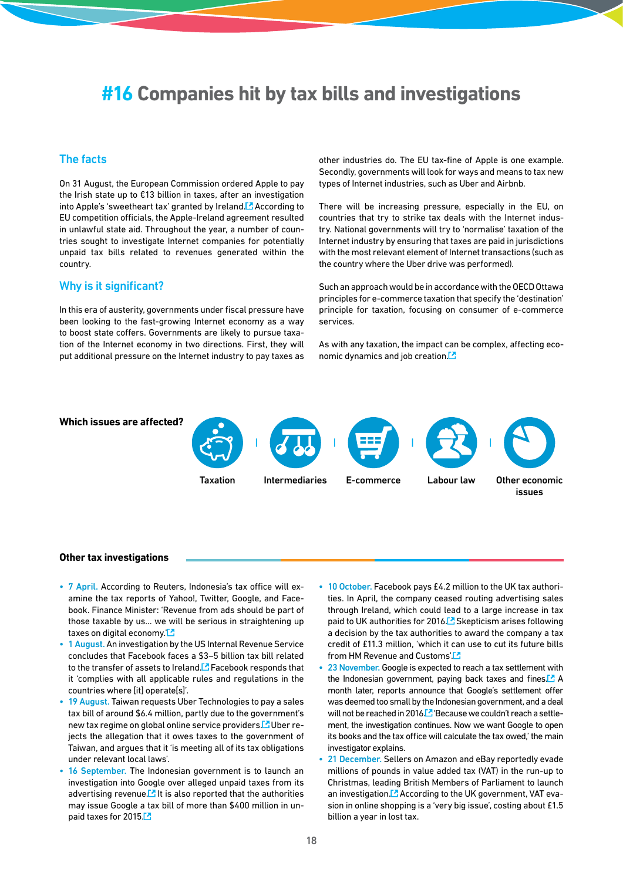# #16 Companies hit by tax bills and investigations

## The facts

On 31 August, the European Commission ordered Apple to pay the Irish state up to €13 billion in taxes, after an investigation into Apple's 'sweetheart tax' granted by Ireland. According to EU competition officials, the Apple-Ireland agreement resulted in unlawful state aid. Throughout the year, a number of countries sought to investigate Internet companies for potentially unpaid tax bills related to revenues generated within the country.

## Why is it significant?

In this era of austerity, governments under fiscal pressure have been looking to the fast-growing Internet economy as a way to boost state coffers. Governments are likely to pursue taxation of the Internet economy in two directions. First, they will put additional pressure on the Internet industry to pay taxes as other industries do. The EU tax-fine of Apple is one example. Secondly, governments will look for ways and means to tax new types of Internet industries, such as Uber and Airbnb.

There will be increasing pressure, especially in the EU, on countries that try to strike tax deals with the Internet industry. National governments will try to 'normalise' taxation of the Internet industry by ensuring that taxes are paid in jurisdictions with the most relevant element of Internet transactions (such as the country where the Uber drive was performed).

Such an approach would be in accordance with the OECD Ottawa principles for e-commerce taxation that specify the 'destination' principle for taxation, focusing on consumer of e-commerce services.

As with any taxation, the impact can be complex, affecting economic dynamics and job creation.

**Which issues are affected?**

Taxation | Intermediaries | E-commerce | Labour law | Other economic issues

**Other tax investigations**

- **7 April.** According to Reuters, Indonesia's tax office will examine the tax reports of Yahoo!, Twitter, Google, and Facebook. Finance Minister: 'Revenue from ads should be part of those taxable by us... we will be serious in straightening up taxes on digital economy.'
- **1 August.** An investigation by the US Internal Revenue Service concludes that Facebook faces a $3–5 billion tax bill related to the transfer of assets to Ireland. Facebook responds that it 'complies with all applicable rules and regulations in the countries where [it] operate[s]'.
- **19 August.** Taiwan requests Uber Technologies to pay a sales tax bill of around $6.4 million, partly due to the government's new tax regime on global online service providers. Uber rejects the allegation that it owes taxes to the government of Taiwan, and argues that it 'is meeting all of its tax obligations under relevant local laws'.
- **16 September.** The Indonesian government is to launch an investigation into Google over alleged unpaid taxes from its advertising revenue. It is also reported that the authorities may issue Google a tax bill of more than $400 million in unpaid taxes for 2015.
- **10 October.** Facebook pays £4.2 million to the UK tax authorities. In April, the company ceased routing advertising sales through Ireland, which could lead to a large increase in tax paid to UK authorities for 2016. Skepticism arises following a decision by the tax authorities to award the company a tax credit of £11.3 million, 'which it can use to cut its future bills from HM Revenue and Customs'.
- **23 November.** Google is expected to reach a tax settlement with the Indonesian government, paying back taxes and fines. A month later, reports announce that Google's settlement offer was deemed too small by the Indonesian government, and a deal will not be reached in 2016. 'Because we couldn't reach a settlement, the investigation continues. Now we want Google to open its books and the tax office will calculate the tax owed,' the main investigator explains.
- **21 December.** Sellers on Amazon and eBay reportedly evade millions of pounds in value added tax (VAT) in the run-up to Christmas, leading British Members of Parliament to launch an investigation. According to the UK government, VAT evasion in online shopping is a 'very big issue', costing about £1.5 billion a year in lost tax.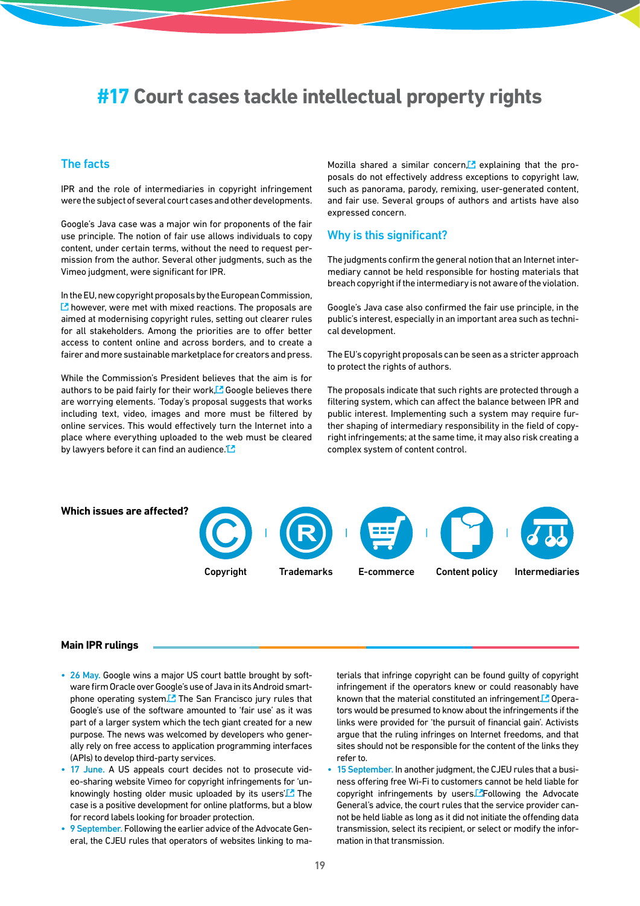# #17 Court cases tackle intellectual property rights

## The facts

IPR and the role of intermediaries in copyright infringement were the subject of several court cases and other developments.

Google's Java case was a major win for proponents of the fair use principle. The notion of fair use allows individuals to copy content, under certain terms, without the need to request permission from the author. Several other judgments, such as the Vimeo judgment, were significant for IPR.

In the EU, new copyright proposals by the European Commission, however, were met with mixed reactions. The proposals are aimed at modernising copyright rules, setting out clearer rules for all stakeholders. Among the priorities are to offer better access to content online and across borders, and to create a fairer and more sustainable marketplace for creators and press.

While the Commission's President believes that the aim is for authors to be paid fairly for their work, Google believes there are worrying elements. 'Today's proposal suggests that works including text, video, images and more must be filtered by online services. This would effectively turn the Internet into a place where everything uploaded to the web must be cleared by lawyers before it can find an audience.'

Mozilla shared a similar concern, explaining that the proposals do not effectively address exceptions to copyright law, such as panorama, parody, remixing, user-generated content, and fair use. Several groups of authors and artists have also expressed concern.

## Why is this significant?

The judgments confirm the general notion that an Internet intermediary cannot be held responsible for hosting materials that breach copyright if the intermediary is not aware of the violation.

Google's Java case also confirmed the fair use principle, in the public's interest, especially in an important area such as technical development.

The EU's copyright proposals can be seen as a stricter approach to protect the rights of authors.

The proposals indicate that such rights are protected through a filtering system, which can affect the balance between IPR and public interest. Implementing such a system may require further shaping of intermediary responsibility in the field of copyright infringements; at the same time, it may also risk creating a complex system of content control.

**Which issues are affected?**

Copyright | Trademarks | E-commerce | Content policy | Intermediaries

**Main IPR rulings**

- 26 May. Google wins a major US court battle brought by software firm Oracle over Google's use of Java in its Android smartphone operating system. The San Francisco jury rules that Google's use of the software amounted to 'fair use' as it was part of a larger system which the tech giant created for a new purpose. The news was welcomed by developers who generally rely on free access to application programming interfaces (APIs) to develop third-party services.
- 17 June. A US appeals court decides not to prosecute video-sharing website Vimeo for copyright infringements for 'unknowingly hosting older music uploaded by its users'. The case is a positive development for online platforms, but a blow for record labels looking for broader protection.
- 9 September. Following the earlier advice of the Advocate General, the CJEU rules that operators of websites linking to materials that infringe copyright can be found guilty of copyright infringement if the operators knew or could reasonably have known that the material constituted an infringement. Operators would be presumed to know about the infringements if the links were provided for 'the pursuit of financial gain'. Activists argue that the ruling infringes on Internet freedoms, and that sites should not be responsible for the content of the links they refer to.
- 15 September. In another judgment, the CJEU rules that a business offering free Wi-Fi to customers cannot be held liable for copyright infringements by users. Following the Advocate General's advice, the court rules that the service provider cannot be held liable as long as it did not initiate the offending data transmission, select its recipient, or select or modify the information in that transmission.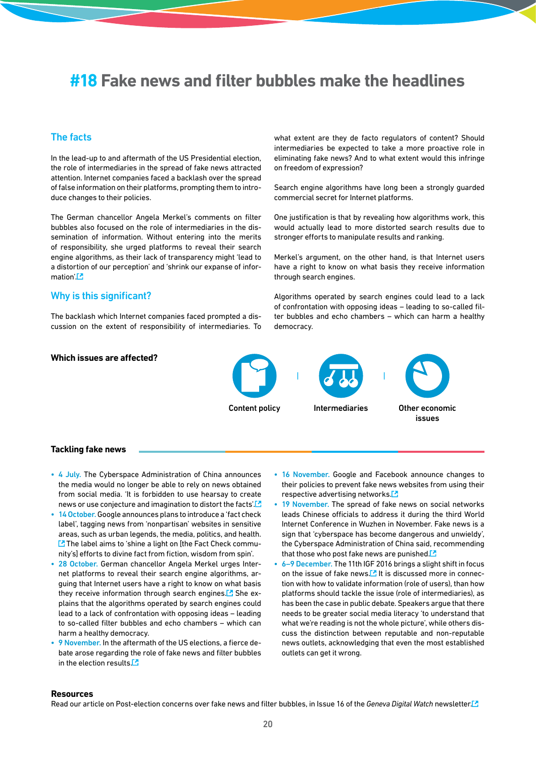# #18 Fake news and filter bubbles make the headlines

## The facts

In the lead-up to and aftermath of the US Presidential election, the role of intermediaries in the spread of fake news attracted attention. Internet companies faced a backlash over the spread of false information on their platforms, prompting them to introduce changes to their policies.

The German chancellor Angela Merkel's comments on filter bubbles also focused on the role of intermediaries in the dissemination of information. Without entering into the merits of responsibility, she urged platforms to reveal their search engine algorithms, as their lack of transparency might 'lead to a distortion of our perception' and 'shrink our expanse of information'.

## Why is this significant?

The backlash which Internet companies faced prompted a discussion on the extent of responsibility of intermediaries. To what extent are they de facto regulators of content? Should intermediaries be expected to take a more proactive role in eliminating fake news? And to what extent would this infringe on freedom of expression?

Search engine algorithms have long been a strongly guarded commercial secret for Internet platforms.

One justification is that by revealing how algorithms work, this would actually lead to more distorted search results due to stronger efforts to manipulate results and ranking.

Merkel's argument, on the other hand, is that Internet users have a right to know on what basis they receive information through search engines.

Algorithms operated by search engines could lead to a lack of confrontation with opposing ideas – leading to so-called filter bubbles and echo chambers – which can harm a healthy democracy.

**Which issues are affected?**

Content policy | Intermediaries | Other economic issues

**Tackling fake news**

- 4 July. The Cyberspace Administration of China announces the media would no longer be able to rely on news obtained from social media. 'It is forbidden to use hearsay to create news or use conjecture and imagination to distort the facts'.
- 14 October. Google announces plans to introduce a 'fact check label', tagging news from 'nonpartisan' websites in sensitive areas, such as urban legends, the media, politics, and health. The label aims to 'shine a light on [the Fact Check community's] efforts to divine fact from fiction, wisdom from spin'.
- 28 October. German chancellor Angela Merkel urges Internet platforms to reveal their search engine algorithms, arguing that Internet users have a right to know on what basis they receive information through search engines. She explains that the algorithms operated by search engines could lead to a lack of confrontation with opposing ideas – leading to so-called filter bubbles and echo chambers – which can harm a healthy democracy.
- 9 November. In the aftermath of the US elections, a fierce debate arose regarding the role of fake news and filter bubbles in the election results.
- 16 November. Google and Facebook announce changes to their policies to prevent fake news websites from using their respective advertising networks.
- 19 November. The spread of fake news on social networks leads Chinese officials to address it during the third World Internet Conference in Wuzhen in November. Fake news is a sign that 'cyberspace has become dangerous and unwieldy', the Cyberspace Administration of China said, recommending that those who post fake news are punished.
- 6–9 December. The 11th IGF 2016 brings a slight shift in focus on the issue of fake news. It is discussed more in connection with how to validate information (role of users), than how platforms should tackle the issue (role of intermediaries), as has been the case in public debate. Speakers argue that there needs to be greater social media literacy 'to understand that what we're reading is not the whole picture', while others discuss the distinction between reputable and non-reputable news outlets, acknowledging that even the most established outlets can get it wrong.

**Resources**

Read our article on Post-election concerns over fake news and filter bubbles, in Issue 16 of the *Geneva Digital Watch* newsletter.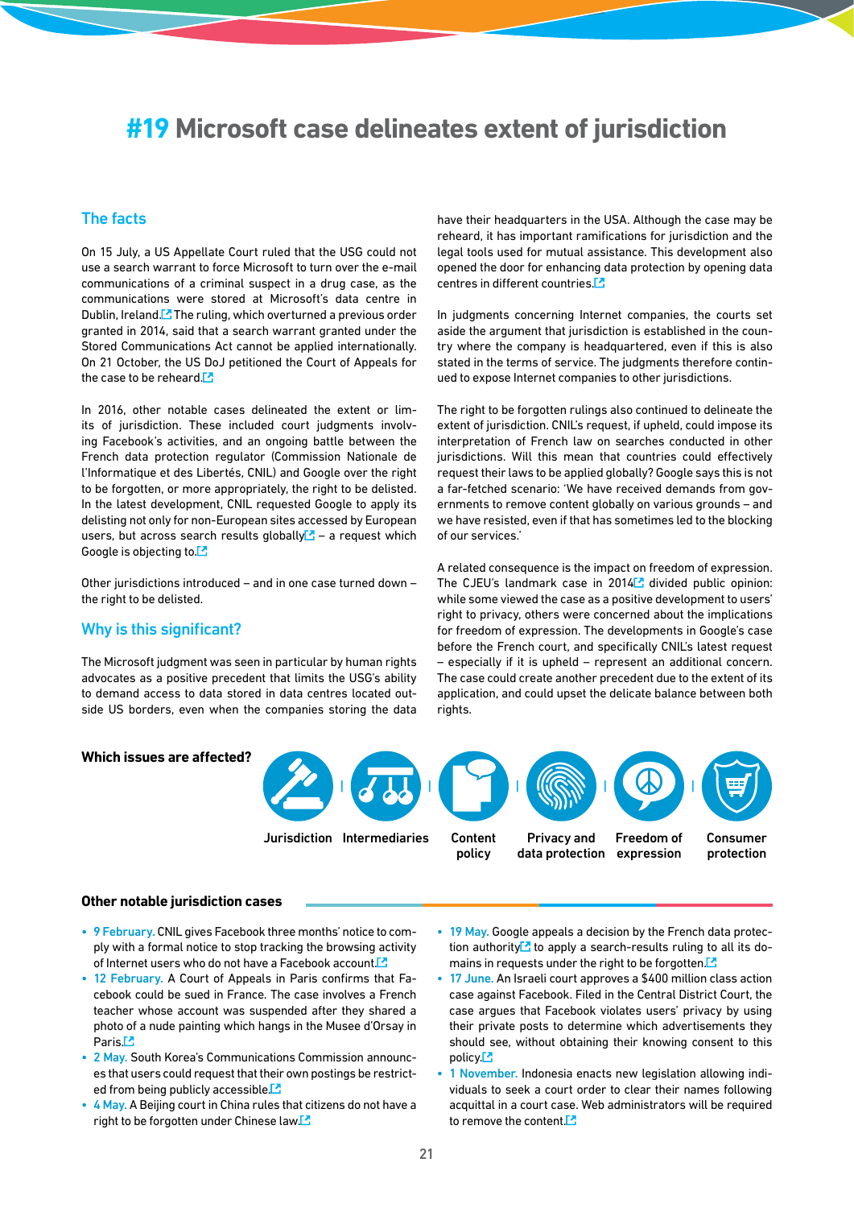# #19 Microsoft case delineates extent of jurisdiction

## The facts

On 15 July, a US Appellate Court ruled that the USG could not use a search warrant to force Microsoft to turn over the e-mail communications of a criminal suspect in a drug case, as the communications were stored at Microsoft's data centre in Dublin, Ireland. The ruling, which overturned a previous order granted in 2014, said that a search warrant granted under the Stored Communications Act cannot be applied internationally. On 21 October, the US DoJ petitioned the Court of Appeals for the case to be reheard.

In 2016, other notable cases delineated the extent or limits of jurisdiction. These included court judgments involving Facebook's activities, and an ongoing battle between the French data protection regulator (Commission Nationale de l'Informatique et des Libertés, CNIL) and Google over the right to be forgotten, or more appropriately, the right to be delisted. In the latest development, CNIL requested Google to apply its delisting not only for non-European sites accessed by European users, but across search results globally – a request which Google is objecting to.

Other jurisdictions introduced – and in one case turned down – the right to be delisted.

## Why is this significant?

The Microsoft judgment was seen in particular by human rights advocates as a positive precedent that limits the USG's ability to demand access to data stored in data centres located outside US borders, even when the companies storing the data have their headquarters in the USA. Although the case may be reheard, it has important ramifications for jurisdiction and the legal tools used for mutual assistance. This development also opened the door for enhancing data protection by opening data centres in different countries.

In judgments concerning Internet companies, the courts set aside the argument that jurisdiction is established in the country where the company is headquartered, even if this is also stated in the terms of service. The judgments therefore continued to expose Internet companies to other jurisdictions.

The right to be forgotten rulings also continued to delineate the extent of jurisdiction. CNIL's request, if upheld, could impose its interpretation of French law on searches conducted in other jurisdictions. Will this mean that countries could effectively request their laws to be applied globally? Google says this is not a far-fetched scenario: 'We have received demands from governments to remove content globally on various grounds – and we have resisted, even if that has sometimes led to the blocking of our services.'

A related consequence is the impact on freedom of expression. The CJEU's landmark case in 2014 divided public opinion: while some viewed the case as a positive development to users' right to privacy, others were concerned about the implications for freedom of expression. The developments in Google's case before the French court, and specifically CNIL's latest request – especially if it is upheld – represent an additional concern. The case could create another precedent due to the extent of its application, and could upset the delicate balance between both rights.

**Which issues are affected?**

Jurisdiction | Intermediaries | Content policy | Privacy and data protection | Freedom of expression | Consumer protection

### Other notable jurisdiction cases

- 9 February. CNIL gives Facebook three months' notice to comply with a formal notice to stop tracking the browsing activity of Internet users who do not have a Facebook account.
- 12 February. A Court of Appeals in Paris confirms that Facebook could be sued in France. The case involves a French teacher whose account was suspended after they shared a photo of a nude painting which hangs in the Musee d'Orsay in Paris.
- 2 May. South Korea's Communications Commission announces that users could request that their own postings be restricted from being publicly accessible.
- 4 May. A Beijing court in China rules that citizens do not have a right to be forgotten under Chinese law.
- 19 May. Google appeals a decision by the French data protection authority to apply a search-results ruling to all its domains in requests under the right to be forgotten.
- 17 June. An Israeli court approves a $400 million class action case against Facebook. Filed in the Central District Court, the case argues that Facebook violates users' privacy by using their private posts to determine which advertisements they should see, without obtaining their knowing consent to this policy.
- 1 November. Indonesia enacts new legislation allowing individuals to seek a court order to clear their names following acquittal in a court case. Web administrators will be required to remove the content.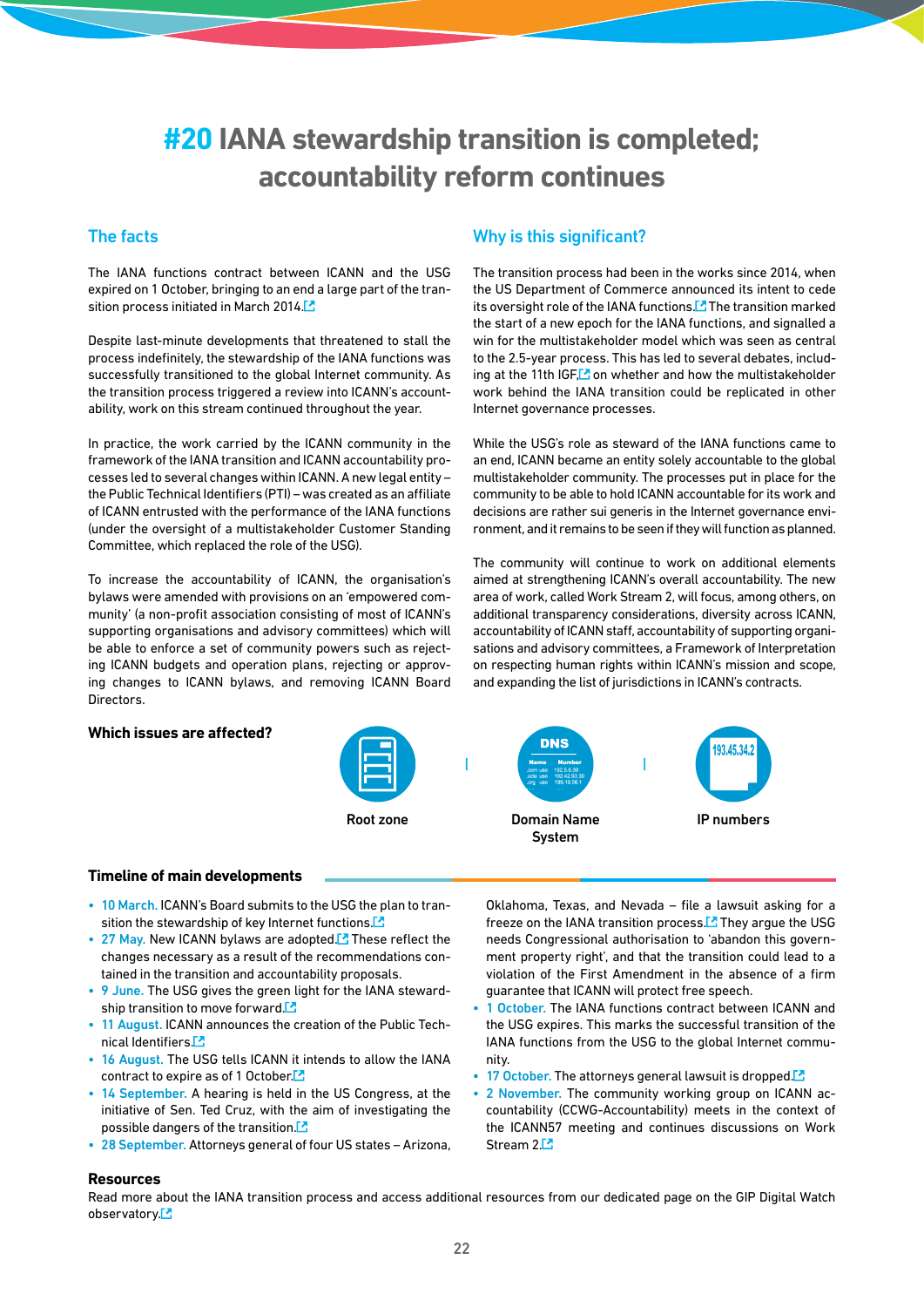# #20 IANA stewardship transition is completed; accountability reform continues

## The facts

The IANA functions contract between ICANN and the USG expired on 1 October, bringing to an end a large part of the transition process initiated in March 2014.

Despite last-minute developments that threatened to stall the process indefinitely, the stewardship of the IANA functions was successfully transitioned to the global Internet community. As the transition process triggered a review into ICANN's accountability, work on this stream continued throughout the year.

In practice, the work carried by the ICANN community in the framework of the IANA transition and ICANN accountability processes led to several changes within ICANN. A new legal entity – the Public Technical Identifiers (PTI) – was created as an affiliate of ICANN entrusted with the performance of the IANA functions (under the oversight of a multistakeholder Customer Standing Committee, which replaced the role of the USG).

To increase the accountability of ICANN, the organisation's bylaws were amended with provisions on an 'empowered community' (a non-profit association consisting of most of ICANN's supporting organisations and advisory committees) which will be able to enforce a set of community powers such as rejecting ICANN budgets and operation plans, rejecting or approving changes to ICANN bylaws, and removing ICANN Board Directors.

## Why is this significant?

The transition process had been in the works since 2014, when the US Department of Commerce announced its intent to cede its oversight role of the IANA functions. The transition marked the start of a new epoch for the IANA functions, and signalled a win for the multistakeholder model which was seen as central to the 2.5-year process. This has led to several debates, including at the 11th IGF, on whether and how the multistakeholder work behind the IANA transition could be replicated in other Internet governance processes.

While the USG's role as steward of the IANA functions came to an end, ICANN became an entity solely accountable to the global multistakeholder community. The processes put in place for the community to be able to hold ICANN accountable for its work and decisions are rather sui generis in the Internet governance environment, and it remains to be seen if they will function as planned.

The community will continue to work on additional elements aimed at strengthening ICANN's overall accountability. The new area of work, called Work Stream 2, will focus, among others, on additional transparency considerations, diversity across ICANN, accountability of ICANN staff, accountability of supporting organisations and advisory committees, a Framework of Interpretation on respecting human rights within ICANN's mission and scope, and expanding the list of jurisdictions in ICANN's contracts.

**Which issues are affected?**

Root zone | Domain Name System | IP numbers

**Timeline of main developments**

- 10 March. ICANN's Board submits to the USG the plan to transition the stewardship of key Internet functions.
- 27 May. New ICANN bylaws are adopted. These reflect the changes necessary as a result of the recommendations contained in the transition and accountability proposals.
- 9 June. The USG gives the green light for the IANA stewardship transition to move forward.
- 11 August. ICANN announces the creation of the Public Technical Identifiers.
- 16 August. The USG tells ICANN it intends to allow the IANA contract to expire as of 1 October.
- 14 September. A hearing is held in the US Congress, at the initiative of Sen. Ted Cruz, with the aim of investigating the possible dangers of the transition.
- 28 September. Attorneys general of four US states – Arizona, Oklahoma, Texas, and Nevada – file a lawsuit asking for a freeze on the IANA transition process. They argue the USG needs Congressional authorisation to 'abandon this government property right', and that the transition could lead to a violation of the First Amendment in the absence of a firm guarantee that ICANN will protect free speech.
- 1 October. The IANA functions contract between ICANN and the USG expires. This marks the successful transition of the IANA functions from the USG to the global Internet community.
- 17 October. The attorneys general lawsuit is dropped.
- 2 November. The community working group on ICANN accountability (CCWG-Accountability) meets in the context of the ICANN57 meeting and continues discussions on Work Stream 2.

**Resources**

Read more about the IANA transition process and access additional resources from our dedicated page on the GIP Digital Watch observatory.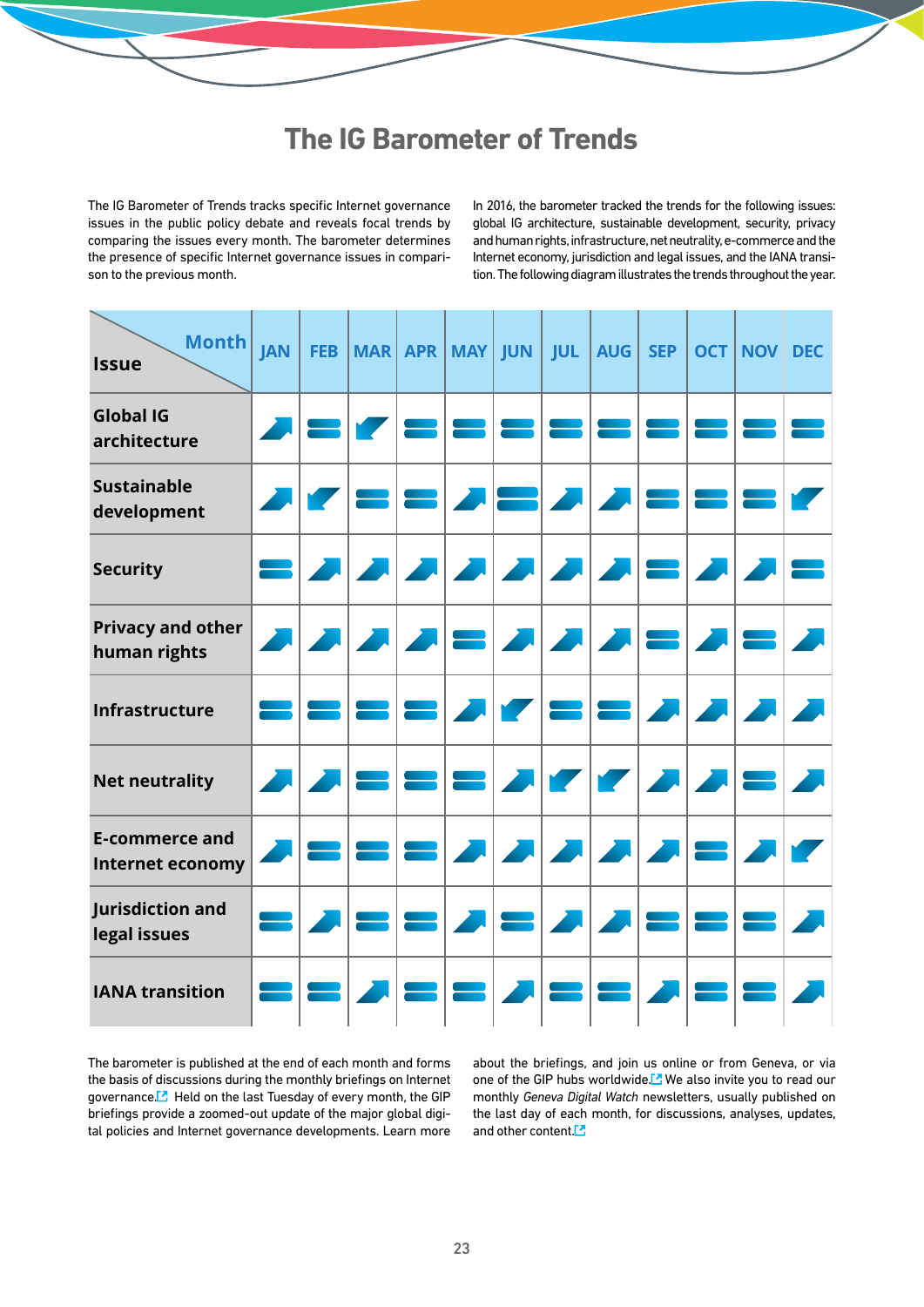# The IG Barometer of Trends

The IG Barometer of Trends tracks specific Internet governance issues in the public policy debate and reveals focal trends by comparing the issues every month. The barometer determines the presence of specific Internet governance issues in comparison to the previous month.

In 2016, the barometer tracked the trends for the following issues: global IG architecture, sustainable development, security, privacy and human rights, infrastructure, net neutrality, e-commerce and the Internet economy, jurisdiction and legal issues, and the IANA transition. The following diagram illustrates the trends throughout the year.

| Issue / Month | JAN | FEB | MAR | APR | MAY | JUN | JUL | AUG | SEP | OCT | NOV | DEC |
|---|---|---|---|---|---|---|---|---|---|---|---|---|
| Global IG architecture | ↗ | = | ↙ | = | = | = | = | = | = | = | = | = |
| Sustainable development | ↗ | ↙ | = | = | ↗ | = | ↗ | ↗ | = | = | = | ↙ |
| Security | = | ↗ | ↗ | ↗ | ↗ | ↗ | ↗ | ↗ | = | ↗ | ↗ | = |
| Privacy and other human rights | ↗ | ↗ | ↗ | ↗ | = | ↗ | ↗ | ↗ | = | ↗ | = | ↗ |
| Infrastructure | = | = | = | = | ↗ | ↙ | = | = | ↗ | ↗ | ↗ | ↗ |
| Net neutrality | ↗ | ↗ | = | = | = | ↗ | ↙ | ↙ | ↗ | ↗ | = | ↗ |
| E-commerce and Internet economy | ↗ | = | = | = | ↗ | ↗ | ↗ | ↗ | ↗ | = | ↗ | ↙ |
| Jurisdiction and legal issues | = | ↗ | = | = | ↗ | = | ↗ | ↗ | = | = | = | ↗ |
| IANA transition | = | = | ↗ | = | = | ↗ | = | = | ↗ | = | = | ↗ |

The barometer is published at the end of each month and forms the basis of discussions during the monthly briefings on Internet governance. Held on the last Tuesday of every month, the GIP briefings provide a zoomed-out update of the major global digital policies and Internet governance developments. Learn more about the briefings, and join us online or from Geneva, or via one of the GIP hubs worldwide. We also invite you to read our monthly *Geneva Digital Watch* newsletters, usually published on the last day of each month, for discussions, analyses, updates, and other content.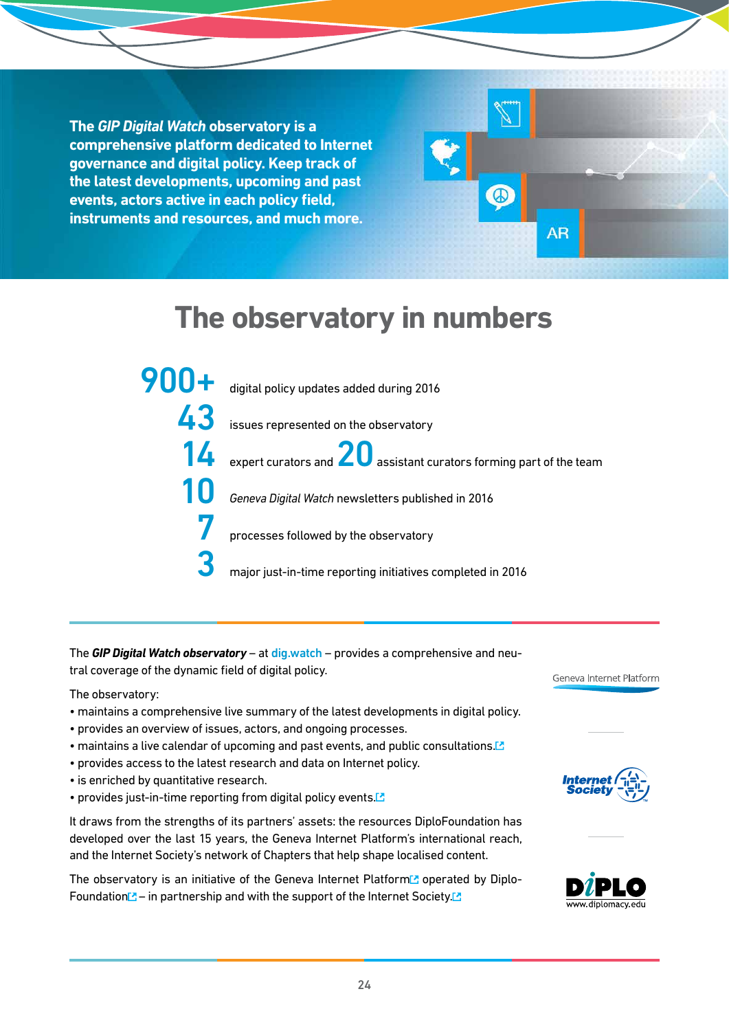**The *GIP Digital Watch* observatory is a comprehensive platform dedicated to Internet governance and digital policy. Keep track of the latest developments, upcoming and past events, actors active in each policy field, instruments and resources, and much more.**

AR

# The observatory in numbers

**900+** digital policy updates added during 2016

**43** issues represented on the observatory

**14** expert curators and **20** assistant curators forming part of the team

**10** *Geneva Digital Watch* newsletters published in 2016

**7** processes followed by the observatory

**3** major just-in-time reporting initiatives completed in 2016

The ***GIP Digital Watch observatory*** – at dig.watch – provides a comprehensive and neutral coverage of the dynamic field of digital policy.

The observatory:

- maintains a comprehensive live summary of the latest developments in digital policy.
- provides an overview of issues, actors, and ongoing processes.
- maintains a live calendar of upcoming and past events, and public consultations.
- provides access to the latest research and data on Internet policy.
- is enriched by quantitative research.
- provides just-in-time reporting from digital policy events.

It draws from the strengths of its partners' assets: the resources DiploFoundation has developed over the last 15 years, the Geneva Internet Platform's international reach, and the Internet Society's network of Chapters that help shape localised content.

The observatory is an initiative of the Geneva Internet Platform operated by DiploFoundation – in partnership and with the support of the Internet Society.

Geneva Internet Platform

Internet Society

DiPLO
www.diplomacy.edu